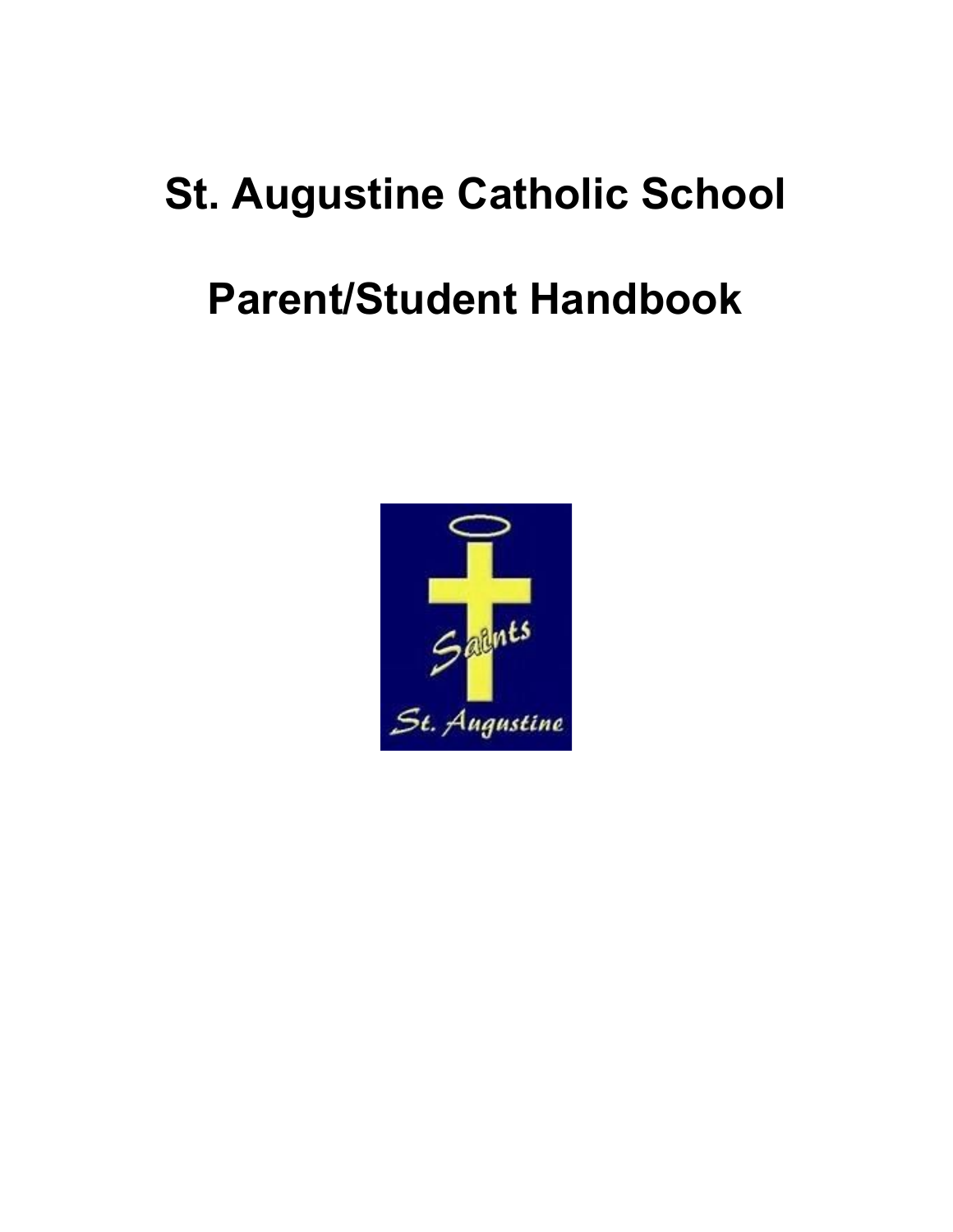# St. Augustine Catholic School

# Parent/Student Handbook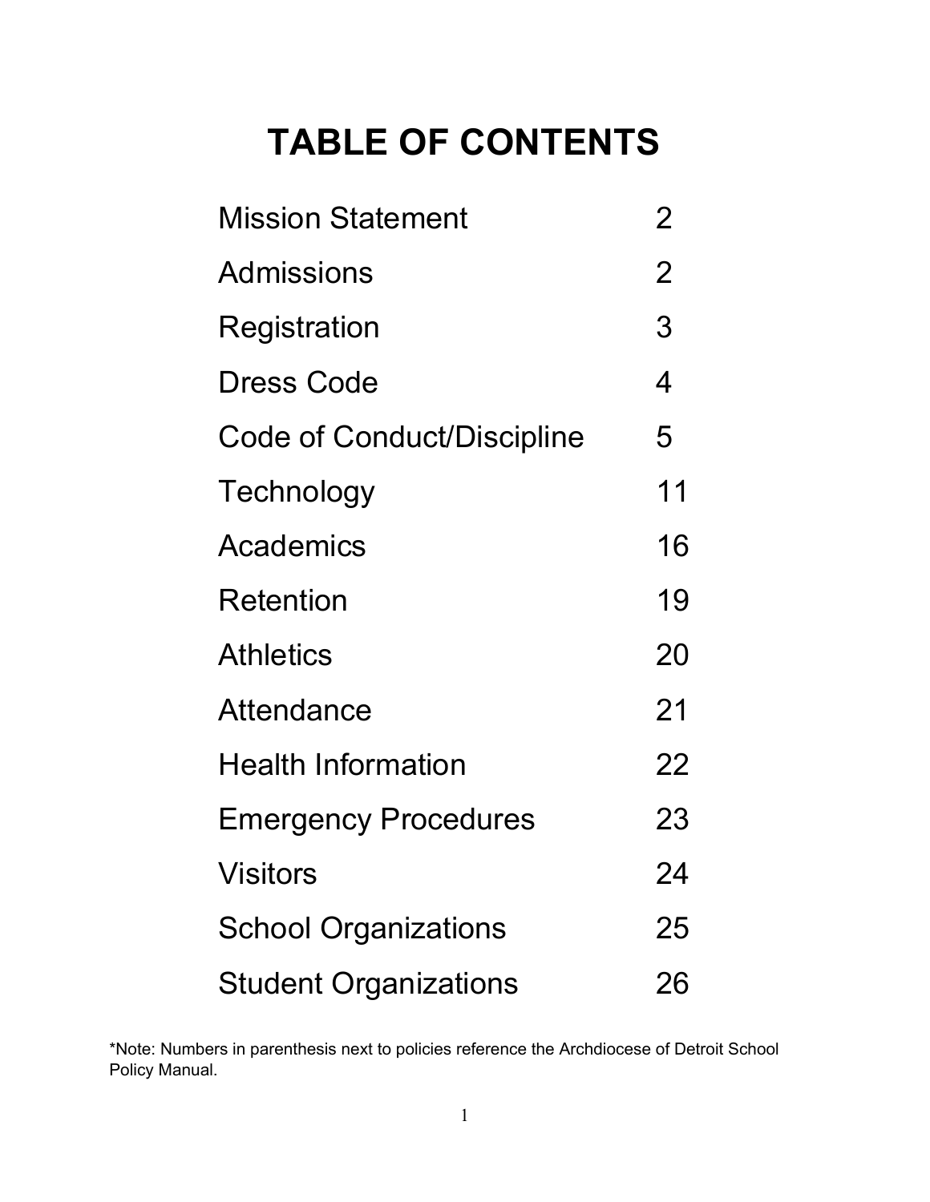# TABLE OF CONTENTS

| | |
|---|---|
| Mission Statement | 2 |
| Admissions | 2 |
| Registration | 3 |
| Dress Code | 4 |
| Code of Conduct/Discipline | 5 |
| Technology | 11 |
| Academics | 16 |
| Retention | 19 |
| Athletics | 20 |
| Attendance | 21 |
| Health Information | 22 |
| Emergency Procedures | 23 |
| Visitors | 24 |
| School Organizations | 25 |
| Student Organizations | 26 |

*Note: Numbers in parenthesis next to policies reference the Archdiocese of Detroit School Policy Manual.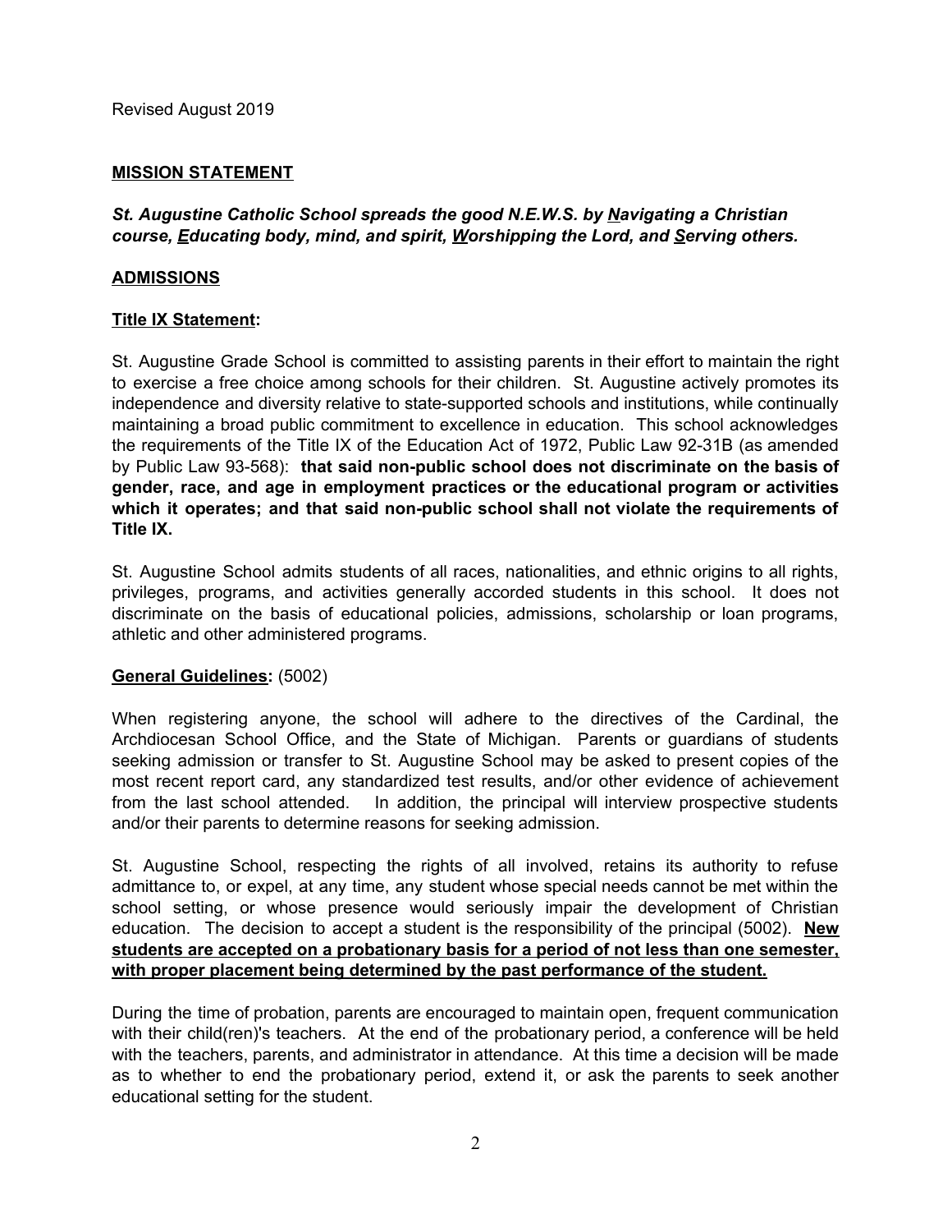Revised August 2019

## MISSION STATEMENT

***St. Augustine Catholic School spreads the good N.E.W.S. by <u>N</u>avigating a Christian course, <u>E</u>ducating body, mind, and spirit, <u>W</u>orshipping the Lord, and <u>S</u>erving others.***

## ADMISSIONS

### Title IX Statement:

St. Augustine Grade School is committed to assisting parents in their effort to maintain the right to exercise a free choice among schools for their children. St. Augustine actively promotes its independence and diversity relative to state-supported schools and institutions, while continually maintaining a broad public commitment to excellence in education. This school acknowledges the requirements of the Title IX of the Education Act of 1972, Public Law 92-31B (as amended by Public Law 93-568): **that said non-public school does not discriminate on the basis of gender, race, and age in employment practices or the educational program or activities which it operates; and that said non-public school shall not violate the requirements of Title IX.**

St. Augustine School admits students of all races, nationalities, and ethnic origins to all rights, privileges, programs, and activities generally accorded students in this school. It does not discriminate on the basis of educational policies, admissions, scholarship or loan programs, athletic and other administered programs.

### General Guidelines: (5002)

When registering anyone, the school will adhere to the directives of the Cardinal, the Archdiocesan School Office, and the State of Michigan. Parents or guardians of students seeking admission or transfer to St. Augustine School may be asked to present copies of the most recent report card, any standardized test results, and/or other evidence of achievement from the last school attended. In addition, the principal will interview prospective students and/or their parents to determine reasons for seeking admission.

St. Augustine School, respecting the rights of all involved, retains its authority to refuse admittance to, or expel, at any time, any student whose special needs cannot be met within the school setting, or whose presence would seriously impair the development of Christian education. The decision to accept a student is the responsibility of the principal (5002). **<u>New students are accepted on a probationary basis for a period of not less than one semester, with proper placement being determined by the past performance of the student.</u>**

During the time of probation, parents are encouraged to maintain open, frequent communication with their child(ren)'s teachers. At the end of the probationary period, a conference will be held with the teachers, parents, and administrator in attendance. At this time a decision will be made as to whether to end the probationary period, extend it, or ask the parents to seek another educational setting for the student.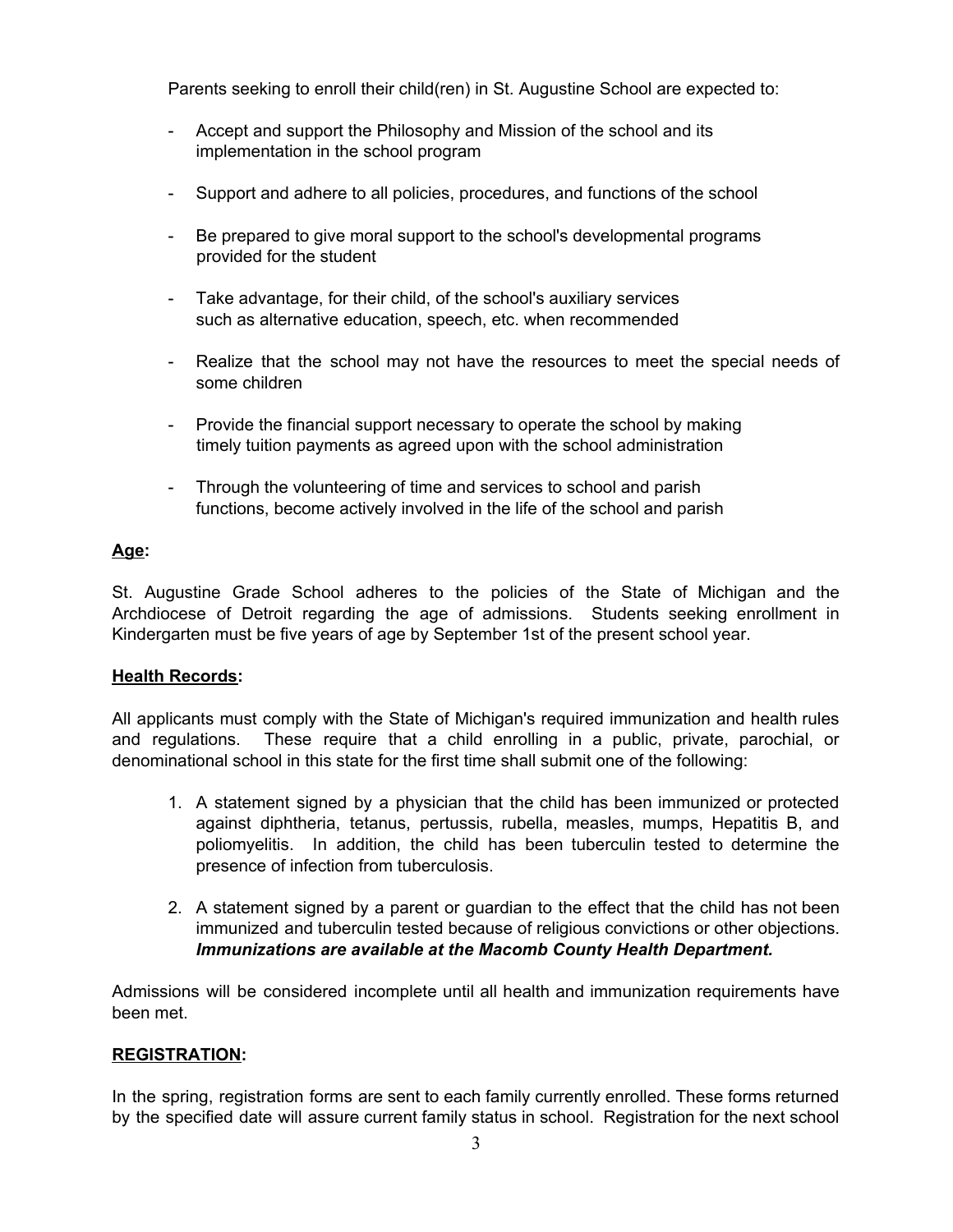Parents seeking to enroll their child(ren) in St. Augustine School are expected to:

- Accept and support the Philosophy and Mission of the school and its implementation in the school program
- Support and adhere to all policies, procedures, and functions of the school
- Be prepared to give moral support to the school's developmental programs provided for the student
- Take advantage, for their child, of the school's auxiliary services such as alternative education, speech, etc. when recommended
- Realize that the school may not have the resources to meet the special needs of some children
- Provide the financial support necessary to operate the school by making timely tuition payments as agreed upon with the school administration
- Through the volunteering of time and services to school and parish functions, become actively involved in the life of the school and parish

**Age:**

St. Augustine Grade School adheres to the policies of the State of Michigan and the Archdiocese of Detroit regarding the age of admissions. Students seeking enrollment in Kindergarten must be five years of age by September 1st of the present school year.

**Health Records:**

All applicants must comply with the State of Michigan's required immunization and health rules and regulations. These require that a child enrolling in a public, private, parochial, or denominational school in this state for the first time shall submit one of the following:

1. A statement signed by a physician that the child has been immunized or protected against diphtheria, tetanus, pertussis, rubella, measles, mumps, Hepatitis B, and poliomyelitis. In addition, the child has been tuberculin tested to determine the presence of infection from tuberculosis.
2. A statement signed by a parent or guardian to the effect that the child has not been immunized and tuberculin tested because of religious convictions or other objections. ***Immunizations are available at the Macomb County Health Department.***

Admissions will be considered incomplete until all health and immunization requirements have been met.

**REGISTRATION:**

In the spring, registration forms are sent to each family currently enrolled. These forms returned by the specified date will assure current family status in school. Registration for the next school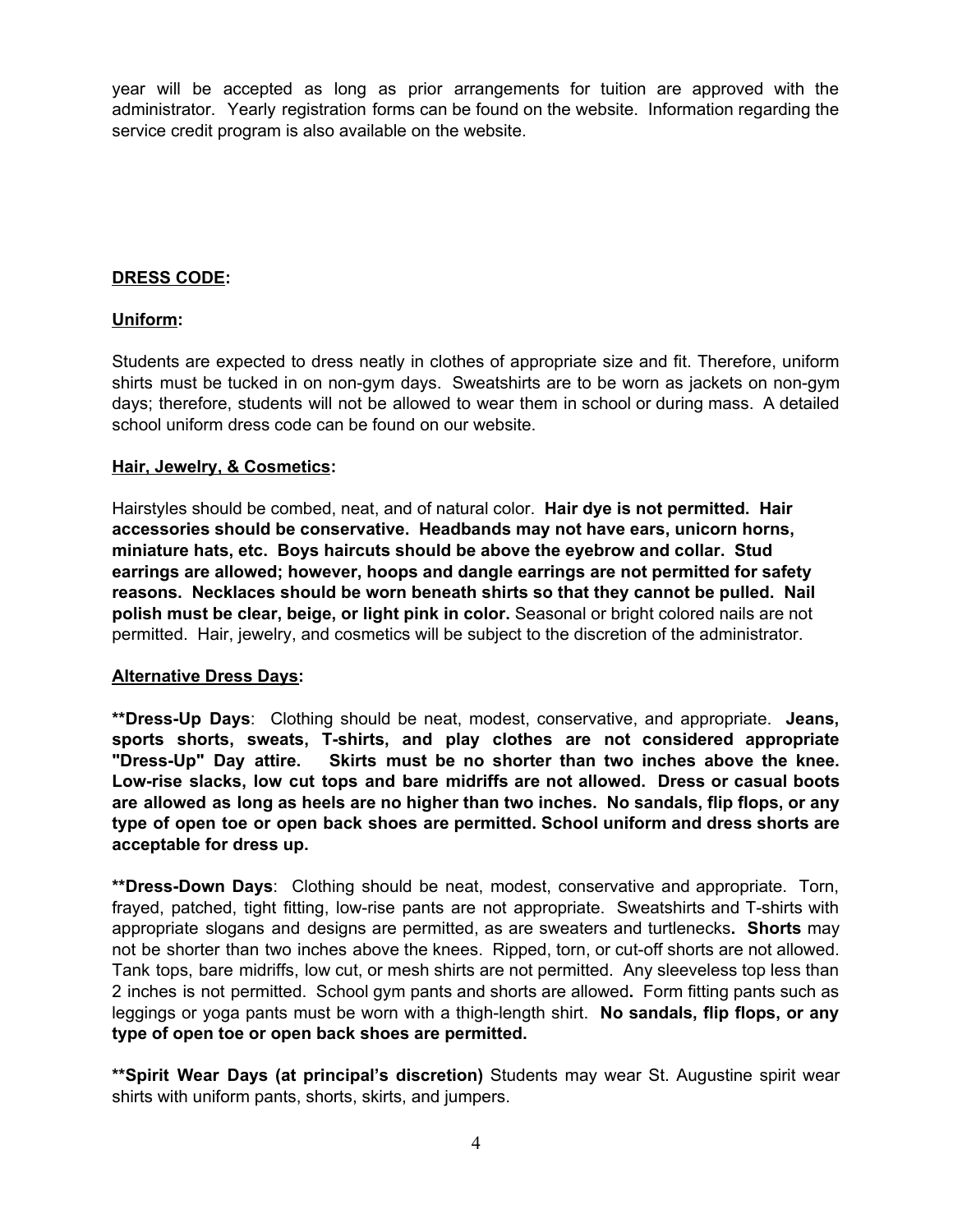year will be accepted as long as prior arrangements for tuition are approved with the administrator. Yearly registration forms can be found on the website. Information regarding the service credit program is also available on the website.

## DRESS CODE:

### Uniform:

Students are expected to dress neatly in clothes of appropriate size and fit. Therefore, uniform shirts must be tucked in on non-gym days. Sweatshirts are to be worn as jackets on non-gym days; therefore, students will not be allowed to wear them in school or during mass. A detailed school uniform dress code can be found on our website.

### Hair, Jewelry, & Cosmetics:

Hairstyles should be combed, neat, and of natural color. **Hair dye is not permitted. Hair accessories should be conservative. Headbands may not have ears, unicorn horns, miniature hats, etc. Boys haircuts should be above the eyebrow and collar. Stud earrings are allowed; however, hoops and dangle earrings are not permitted for safety reasons. Necklaces should be worn beneath shirts so that they cannot be pulled. Nail polish must be clear, beige, or light pink in color.** Seasonal or bright colored nails are not permitted. Hair, jewelry, and cosmetics will be subject to the discretion of the administrator.

### Alternative Dress Days:

**\*\*Dress-Up Days**: Clothing should be neat, modest, conservative, and appropriate. **Jeans, sports shorts, sweats, T-shirts, and play clothes are not considered appropriate "Dress-Up" Day attire. Skirts must be no shorter than two inches above the knee. Low-rise slacks, low cut tops and bare midriffs are not allowed. Dress or casual boots are allowed as long as heels are no higher than two inches. No sandals, flip flops, or any type of open toe or open back shoes are permitted. School uniform and dress shorts are acceptable for dress up.**

**\*\*Dress-Down Days**: Clothing should be neat, modest, conservative and appropriate. Torn, frayed, patched, tight fitting, low-rise pants are not appropriate. Sweatshirts and T-shirts with appropriate slogans and designs are permitted, as are sweaters and turtlenecks**. Shorts** may not be shorter than two inches above the knees. Ripped, torn, or cut-off shorts are not allowed. Tank tops, bare midriffs, low cut, or mesh shirts are not permitted. Any sleeveless top less than 2 inches is not permitted. School gym pants and shorts are allowed**.** Form fitting pants such as leggings or yoga pants must be worn with a thigh-length shirt. **No sandals, flip flops, or any type of open toe or open back shoes are permitted.**

**\*\*Spirit Wear Days (at principal's discretion)** Students may wear St. Augustine spirit wear shirts with uniform pants, shorts, skirts, and jumpers.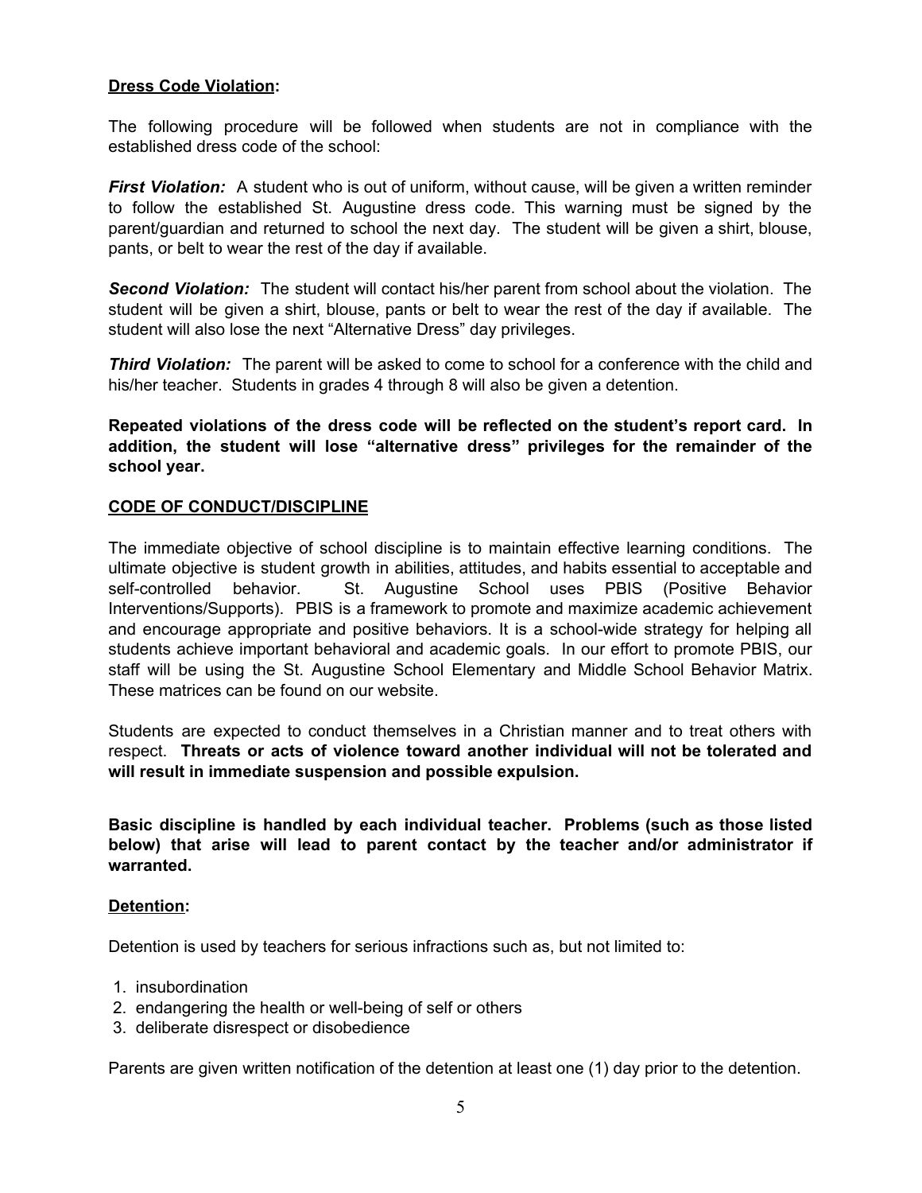**Dress Code Violation:**

The following procedure will be followed when students are not in compliance with the established dress code of the school:

***First Violation:*** A student who is out of uniform, without cause, will be given a written reminder to follow the established St. Augustine dress code. This warning must be signed by the parent/guardian and returned to school the next day. The student will be given a shirt, blouse, pants, or belt to wear the rest of the day if available.

***Second Violation:*** The student will contact his/her parent from school about the violation. The student will be given a shirt, blouse, pants or belt to wear the rest of the day if available. The student will also lose the next "Alternative Dress" day privileges.

***Third Violation:*** The parent will be asked to come to school for a conference with the child and his/her teacher. Students in grades 4 through 8 will also be given a detention.

**Repeated violations of the dress code will be reflected on the student's report card. In addition, the student will lose "alternative dress" privileges for the remainder of the school year.**

## CODE OF CONDUCT/DISCIPLINE

The immediate objective of school discipline is to maintain effective learning conditions. The ultimate objective is student growth in abilities, attitudes, and habits essential to acceptable and self-controlled behavior. St. Augustine School uses PBIS (Positive Behavior Interventions/Supports). PBIS is a framework to promote and maximize academic achievement and encourage appropriate and positive behaviors. It is a school-wide strategy for helping all students achieve important behavioral and academic goals. In our effort to promote PBIS, our staff will be using the St. Augustine School Elementary and Middle School Behavior Matrix. These matrices can be found on our website.

Students are expected to conduct themselves in a Christian manner and to treat others with respect. **Threats or acts of violence toward another individual will not be tolerated and will result in immediate suspension and possible expulsion.**

**Basic discipline is handled by each individual teacher. Problems (such as those listed below) that arise will lead to parent contact by the teacher and/or administrator if warranted.**

**Detention:**

Detention is used by teachers for serious infractions such as, but not limited to:

1. insubordination
2. endangering the health or well-being of self or others
3. deliberate disrespect or disobedience

Parents are given written notification of the detention at least one (1) day prior to the detention.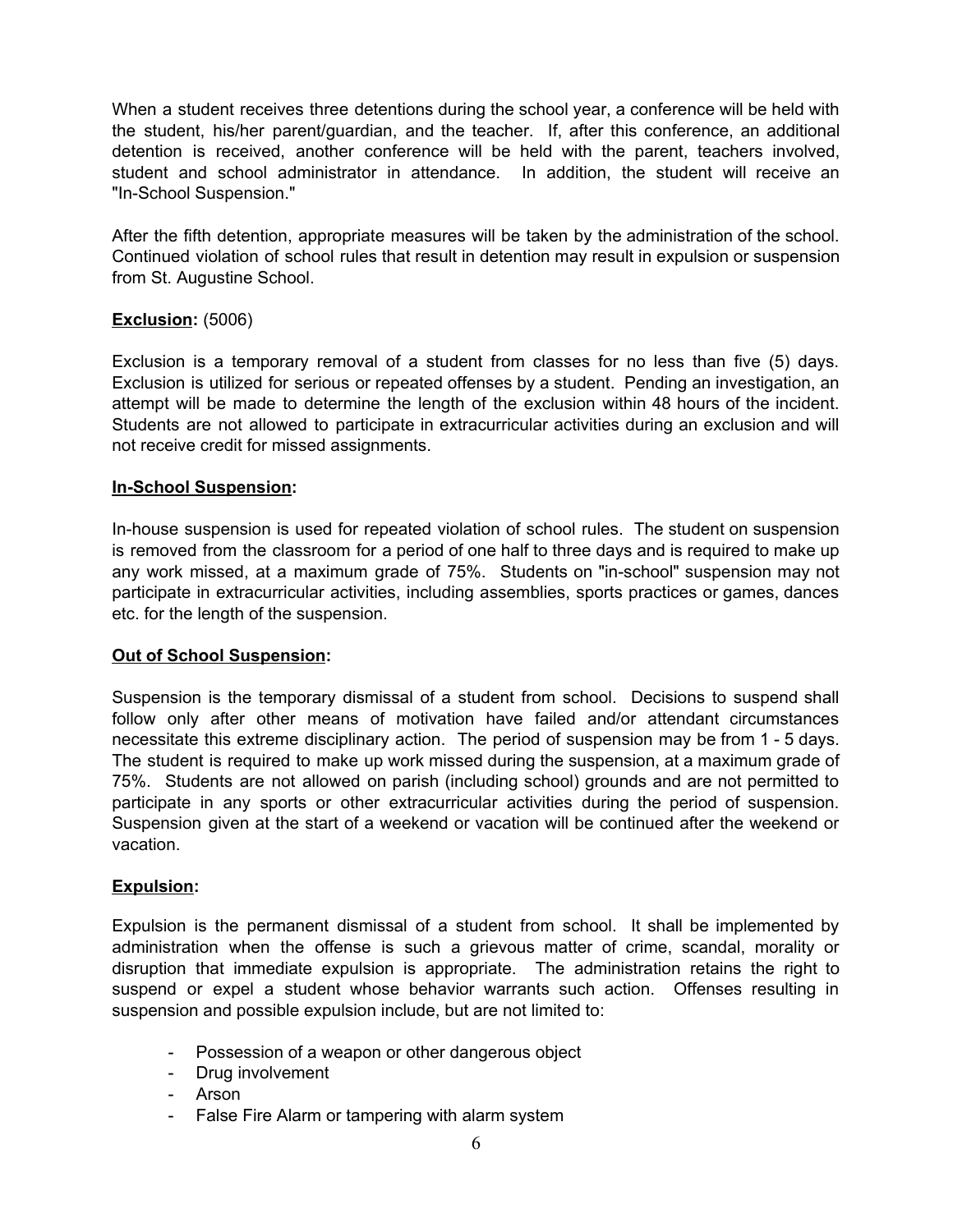When a student receives three detentions during the school year, a conference will be held with the student, his/her parent/guardian, and the teacher. If, after this conference, an additional detention is received, another conference will be held with the parent, teachers involved, student and school administrator in attendance. In addition, the student will receive an "In-School Suspension."

After the fifth detention, appropriate measures will be taken by the administration of the school. Continued violation of school rules that result in detention may result in expulsion or suspension from St. Augustine School.

**Exclusion:** (5006)

Exclusion is a temporary removal of a student from classes for no less than five (5) days. Exclusion is utilized for serious or repeated offenses by a student. Pending an investigation, an attempt will be made to determine the length of the exclusion within 48 hours of the incident. Students are not allowed to participate in extracurricular activities during an exclusion and will not receive credit for missed assignments.

**In-School Suspension:**

In-house suspension is used for repeated violation of school rules. The student on suspension is removed from the classroom for a period of one half to three days and is required to make up any work missed, at a maximum grade of 75%. Students on "in-school" suspension may not participate in extracurricular activities, including assemblies, sports practices or games, dances etc. for the length of the suspension.

**Out of School Suspension:**

Suspension is the temporary dismissal of a student from school. Decisions to suspend shall follow only after other means of motivation have failed and/or attendant circumstances necessitate this extreme disciplinary action. The period of suspension may be from 1 - 5 days. The student is required to make up work missed during the suspension, at a maximum grade of 75%. Students are not allowed on parish (including school) grounds and are not permitted to participate in any sports or other extracurricular activities during the period of suspension. Suspension given at the start of a weekend or vacation will be continued after the weekend or vacation.

**Expulsion:**

Expulsion is the permanent dismissal of a student from school. It shall be implemented by administration when the offense is such a grievous matter of crime, scandal, morality or disruption that immediate expulsion is appropriate. The administration retains the right to suspend or expel a student whose behavior warrants such action. Offenses resulting in suspension and possible expulsion include, but are not limited to:

- Possession of a weapon or other dangerous object
- Drug involvement
- Arson
- False Fire Alarm or tampering with alarm system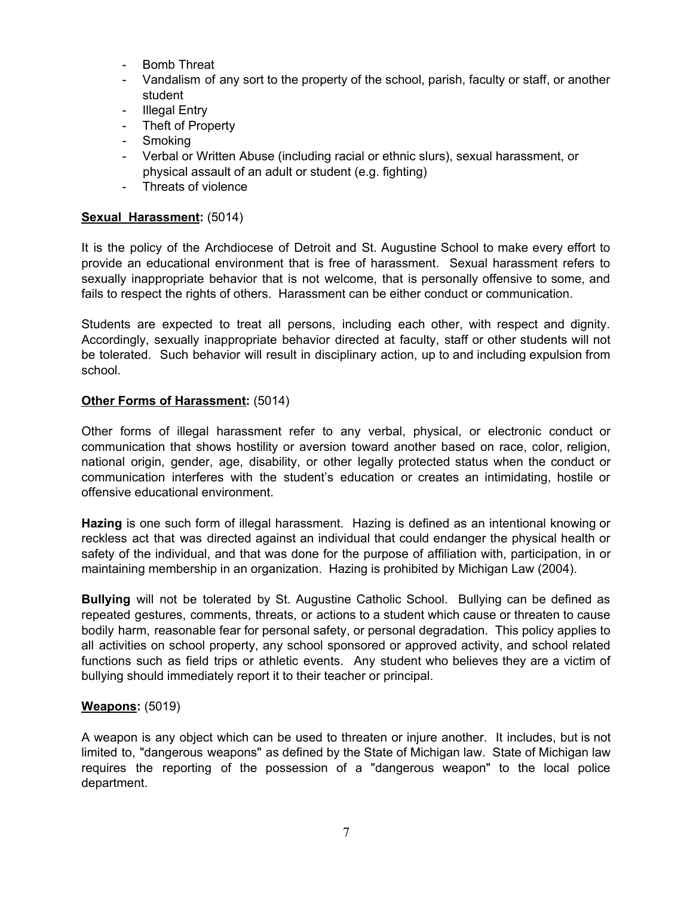- Bomb Threat
- Vandalism of any sort to the property of the school, parish, faculty or staff, or another student
- Illegal Entry
- Theft of Property
- Smoking
- Verbal or Written Abuse (including racial or ethnic slurs), sexual harassment, or physical assault of an adult or student (e.g. fighting)
- Threats of violence

**Sexual Harassment:** (5014)

It is the policy of the Archdiocese of Detroit and St. Augustine School to make every effort to provide an educational environment that is free of harassment. Sexual harassment refers to sexually inappropriate behavior that is not welcome, that is personally offensive to some, and fails to respect the rights of others. Harassment can be either conduct or communication.

Students are expected to treat all persons, including each other, with respect and dignity. Accordingly, sexually inappropriate behavior directed at faculty, staff or other students will not be tolerated. Such behavior will result in disciplinary action, up to and including expulsion from school.

**Other Forms of Harassment:** (5014)

Other forms of illegal harassment refer to any verbal, physical, or electronic conduct or communication that shows hostility or aversion toward another based on race, color, religion, national origin, gender, age, disability, or other legally protected status when the conduct or communication interferes with the student's education or creates an intimidating, hostile or offensive educational environment.

**Hazing** is one such form of illegal harassment. Hazing is defined as an intentional knowing or reckless act that was directed against an individual that could endanger the physical health or safety of the individual, and that was done for the purpose of affiliation with, participation, in or maintaining membership in an organization. Hazing is prohibited by Michigan Law (2004).

**Bullying** will not be tolerated by St. Augustine Catholic School. Bullying can be defined as repeated gestures, comments, threats, or actions to a student which cause or threaten to cause bodily harm, reasonable fear for personal safety, or personal degradation. This policy applies to all activities on school property, any school sponsored or approved activity, and school related functions such as field trips or athletic events. Any student who believes they are a victim of bullying should immediately report it to their teacher or principal.

**Weapons:** (5019)

A weapon is any object which can be used to threaten or injure another. It includes, but is not limited to, "dangerous weapons" as defined by the State of Michigan law. State of Michigan law requires the reporting of the possession of a "dangerous weapon" to the local police department.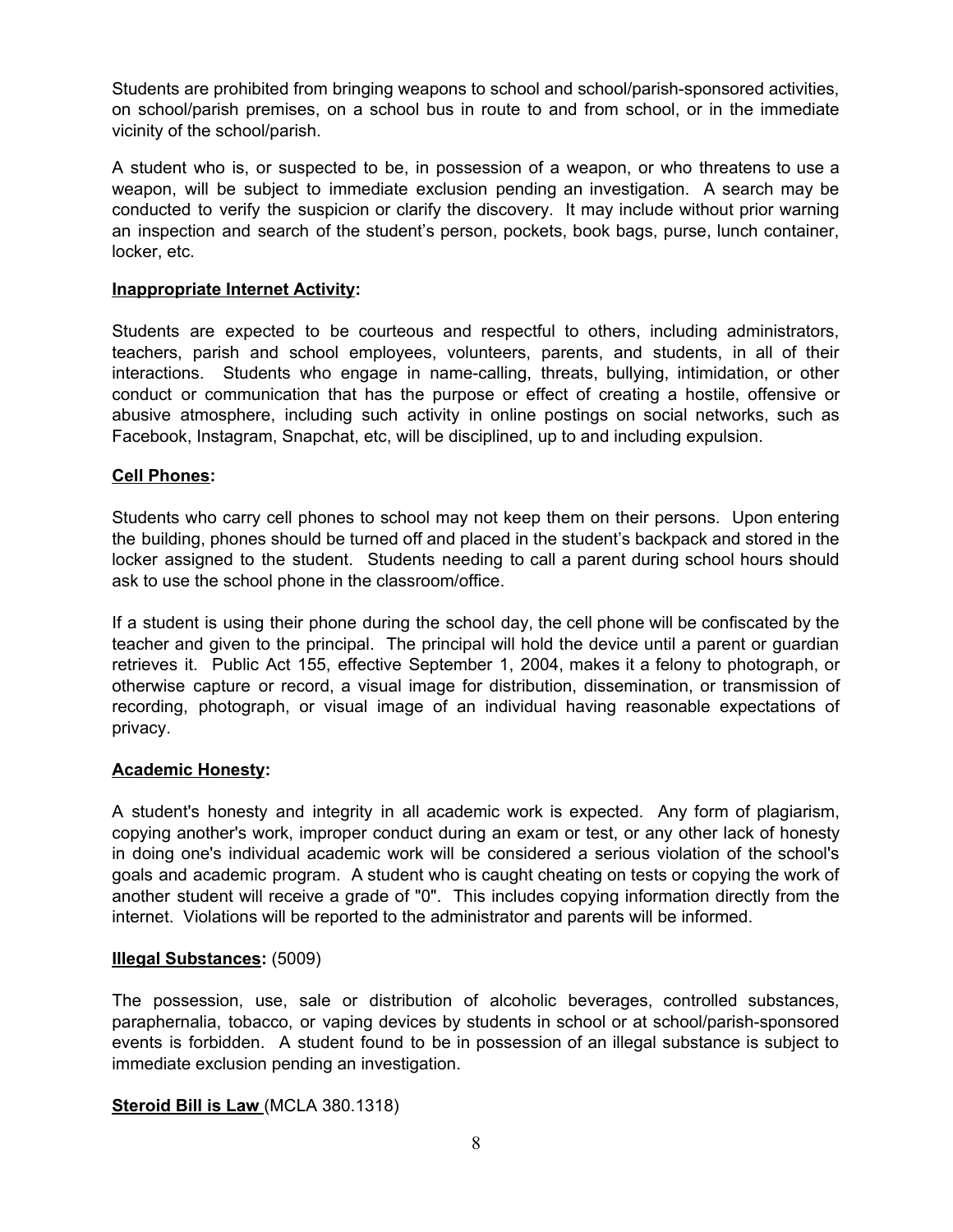Students are prohibited from bringing weapons to school and school/parish-sponsored activities, on school/parish premises, on a school bus in route to and from school, or in the immediate vicinity of the school/parish.

A student who is, or suspected to be, in possession of a weapon, or who threatens to use a weapon, will be subject to immediate exclusion pending an investigation. A search may be conducted to verify the suspicion or clarify the discovery. It may include without prior warning an inspection and search of the student's person, pockets, book bags, purse, lunch container, locker, etc.

**Inappropriate Internet Activity:**

Students are expected to be courteous and respectful to others, including administrators, teachers, parish and school employees, volunteers, parents, and students, in all of their interactions. Students who engage in name-calling, threats, bullying, intimidation, or other conduct or communication that has the purpose or effect of creating a hostile, offensive or abusive atmosphere, including such activity in online postings on social networks, such as Facebook, Instagram, Snapchat, etc, will be disciplined, up to and including expulsion.

**Cell Phones:**

Students who carry cell phones to school may not keep them on their persons. Upon entering the building, phones should be turned off and placed in the student's backpack and stored in the locker assigned to the student. Students needing to call a parent during school hours should ask to use the school phone in the classroom/office.

If a student is using their phone during the school day, the cell phone will be confiscated by the teacher and given to the principal. The principal will hold the device until a parent or guardian retrieves it. Public Act 155, effective September 1, 2004, makes it a felony to photograph, or otherwise capture or record, a visual image for distribution, dissemination, or transmission of recording, photograph, or visual image of an individual having reasonable expectations of privacy.

**Academic Honesty:**

A student's honesty and integrity in all academic work is expected. Any form of plagiarism, copying another's work, improper conduct during an exam or test, or any other lack of honesty in doing one's individual academic work will be considered a serious violation of the school's goals and academic program. A student who is caught cheating on tests or copying the work of another student will receive a grade of "0". This includes copying information directly from the internet. Violations will be reported to the administrator and parents will be informed.

**Illegal Substances:** (5009)

The possession, use, sale or distribution of alcoholic beverages, controlled substances, paraphernalia, tobacco, or vaping devices by students in school or at school/parish-sponsored events is forbidden. A student found to be in possession of an illegal substance is subject to immediate exclusion pending an investigation.

**Steroid Bill is Law** (MCLA 380.1318)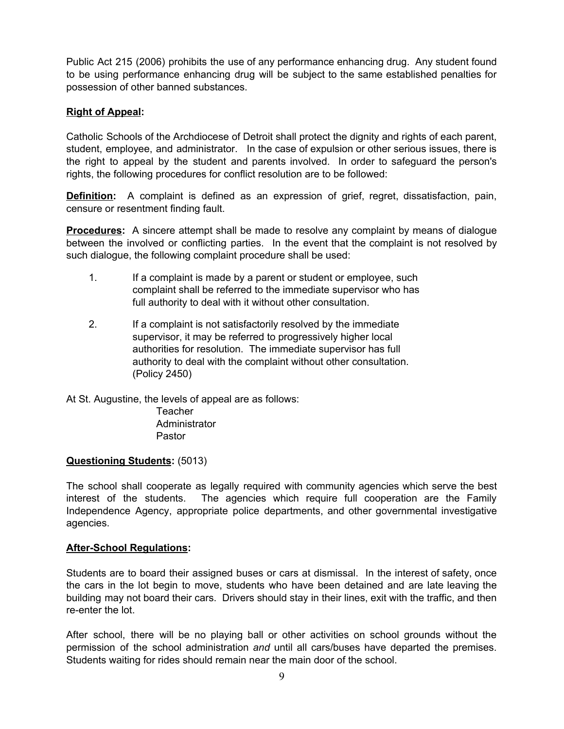Public Act 215 (2006) prohibits the use of any performance enhancing drug. Any student found to be using performance enhancing drug will be subject to the same established penalties for possession of other banned substances.

**Right of Appeal:**

Catholic Schools of the Archdiocese of Detroit shall protect the dignity and rights of each parent, student, employee, and administrator. In the case of expulsion or other serious issues, there is the right to appeal by the student and parents involved. In order to safeguard the person's rights, the following procedures for conflict resolution are to be followed:

**Definition:** A complaint is defined as an expression of grief, regret, dissatisfaction, pain, censure or resentment finding fault.

**Procedures:** A sincere attempt shall be made to resolve any complaint by means of dialogue between the involved or conflicting parties. In the event that the complaint is not resolved by such dialogue, the following complaint procedure shall be used:

1. If a complaint is made by a parent or student or employee, such complaint shall be referred to the immediate supervisor who has full authority to deal with it without other consultation.
2. If a complaint is not satisfactorily resolved by the immediate supervisor, it may be referred to progressively higher local authorities for resolution. The immediate supervisor has full authority to deal with the complaint without other consultation. (Policy 2450)

At St. Augustine, the levels of appeal are as follows:

Teacher
Administrator
Pastor

**Questioning Students:** (5013)

The school shall cooperate as legally required with community agencies which serve the best interest of the students. The agencies which require full cooperation are the Family Independence Agency, appropriate police departments, and other governmental investigative agencies.

**After-School Regulations:**

Students are to board their assigned buses or cars at dismissal. In the interest of safety, once the cars in the lot begin to move, students who have been detained and are late leaving the building may not board their cars. Drivers should stay in their lines, exit with the traffic, and then re-enter the lot.

After school, there will be no playing ball or other activities on school grounds without the permission of the school administration *and* until all cars/buses have departed the premises. Students waiting for rides should remain near the main door of the school.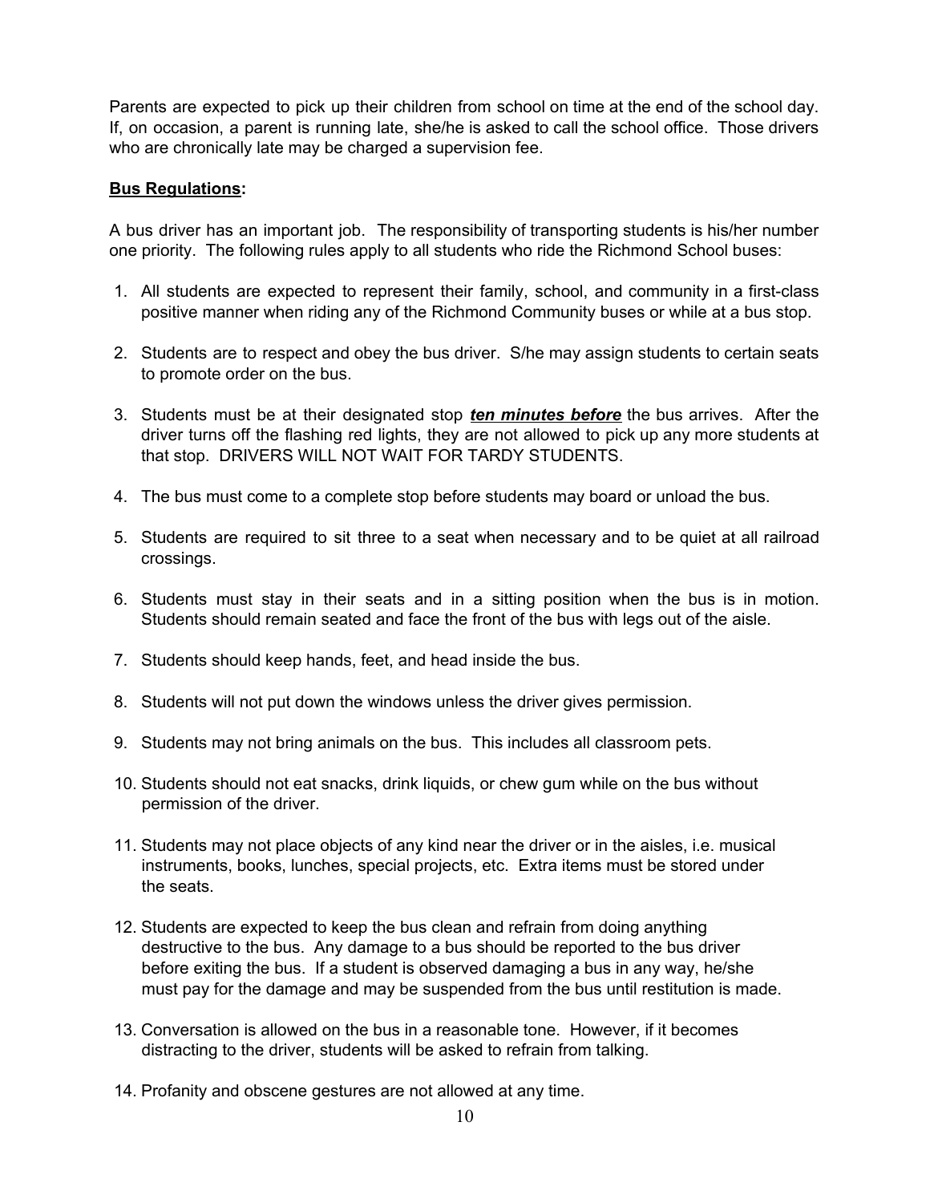Parents are expected to pick up their children from school on time at the end of the school day. If, on occasion, a parent is running late, she/he is asked to call the school office. Those drivers who are chronically late may be charged a supervision fee.

**<u>Bus Regulations</u>:**

A bus driver has an important job. The responsibility of transporting students is his/her number one priority. The following rules apply to all students who ride the Richmond School buses:

1. All students are expected to represent their family, school, and community in a first-class positive manner when riding any of the Richmond Community buses or while at a bus stop.
2. Students are to respect and obey the bus driver. S/he may assign students to certain seats to promote order on the bus.
3. Students must be at their designated stop ***<u>ten minutes before</u>*** the bus arrives. After the driver turns off the flashing red lights, they are not allowed to pick up any more students at that stop. DRIVERS WILL NOT WAIT FOR TARDY STUDENTS.
4. The bus must come to a complete stop before students may board or unload the bus.
5. Students are required to sit three to a seat when necessary and to be quiet at all railroad crossings.
6. Students must stay in their seats and in a sitting position when the bus is in motion. Students should remain seated and face the front of the bus with legs out of the aisle.
7. Students should keep hands, feet, and head inside the bus.
8. Students will not put down the windows unless the driver gives permission.
9. Students may not bring animals on the bus. This includes all classroom pets.
10. Students should not eat snacks, drink liquids, or chew gum while on the bus without permission of the driver.
11. Students may not place objects of any kind near the driver or in the aisles, i.e. musical instruments, books, lunches, special projects, etc. Extra items must be stored under the seats.
12. Students are expected to keep the bus clean and refrain from doing anything destructive to the bus. Any damage to a bus should be reported to the bus driver before exiting the bus. If a student is observed damaging a bus in any way, he/she must pay for the damage and may be suspended from the bus until restitution is made.
13. Conversation is allowed on the bus in a reasonable tone. However, if it becomes distracting to the driver, students will be asked to refrain from talking.
14. Profanity and obscene gestures are not allowed at any time.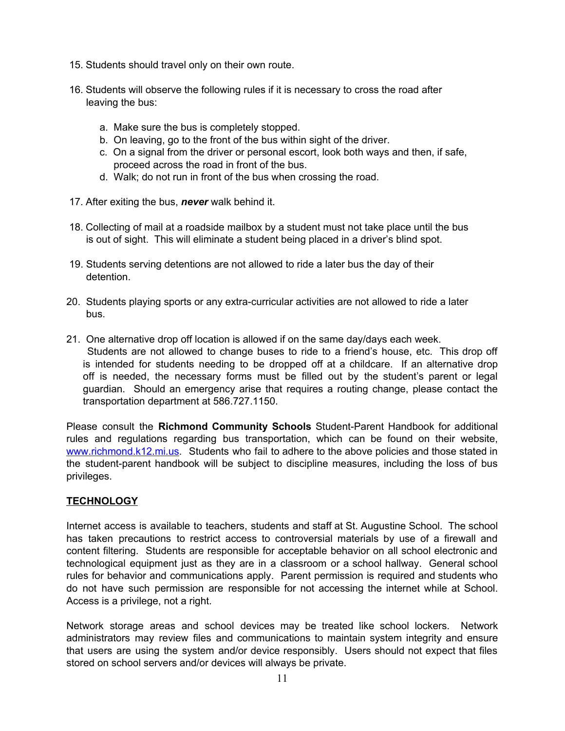15. Students should travel only on their own route.

16. Students will observe the following rules if it is necessary to cross the road after leaving the bus:

    a. Make sure the bus is completely stopped.
    b. On leaving, go to the front of the bus within sight of the driver.
    c. On a signal from the driver or personal escort, look both ways and then, if safe, proceed across the road in front of the bus.
    d. Walk; do not run in front of the bus when crossing the road.

17. After exiting the bus, ***never*** walk behind it.

18. Collecting of mail at a roadside mailbox by a student must not take place until the bus is out of sight. This will eliminate a student being placed in a driver's blind spot.

19. Students serving detentions are not allowed to ride a later bus the day of their detention.

20. Students playing sports or any extra-curricular activities are not allowed to ride a later bus.

21. One alternative drop off location is allowed if on the same day/days each week. Students are not allowed to change buses to ride to a friend's house, etc. This drop off is intended for students needing to be dropped off at a childcare. If an alternative drop off is needed, the necessary forms must be filled out by the student's parent or legal guardian. Should an emergency arise that requires a routing change, please contact the transportation department at 586.727.1150.

Please consult the **Richmond Community Schools** Student-Parent Handbook for additional rules and regulations regarding bus transportation, which can be found on their website, www.richmond.k12.mi.us. Students who fail to adhere to the above policies and those stated in the student-parent handbook will be subject to discipline measures, including the loss of bus privileges.

## TECHNOLOGY

Internet access is available to teachers, students and staff at St. Augustine School. The school has taken precautions to restrict access to controversial materials by use of a firewall and content filtering. Students are responsible for acceptable behavior on all school electronic and technological equipment just as they are in a classroom or a school hallway. General school rules for behavior and communications apply. Parent permission is required and students who do not have such permission are responsible for not accessing the internet while at School. Access is a privilege, not a right.

Network storage areas and school devices may be treated like school lockers. Network administrators may review files and communications to maintain system integrity and ensure that users are using the system and/or device responsibly. Users should not expect that files stored on school servers and/or devices will always be private.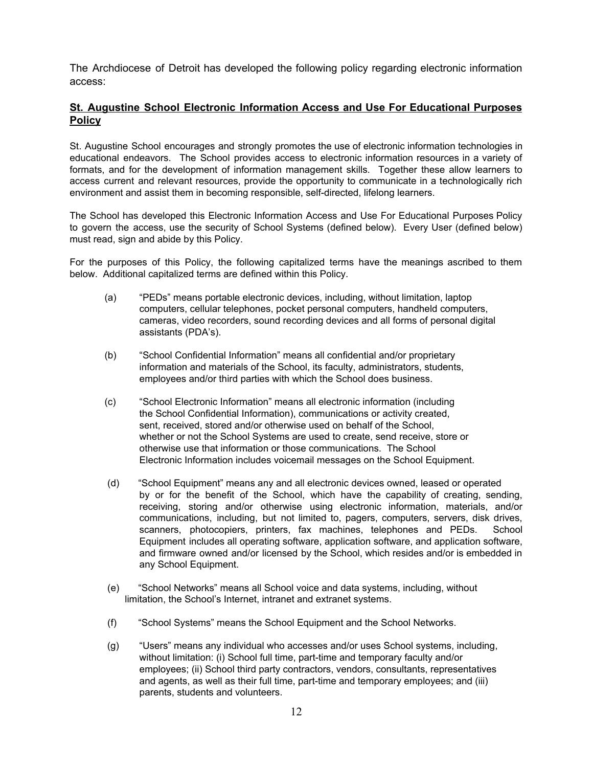The Archdiocese of Detroit has developed the following policy regarding electronic information access:

## **St. Augustine School Electronic Information Access and Use For Educational Purposes Policy**

St. Augustine School encourages and strongly promotes the use of electronic information technologies in educational endeavors. The School provides access to electronic information resources in a variety of formats, and for the development of information management skills. Together these allow learners to access current and relevant resources, provide the opportunity to communicate in a technologically rich environment and assist them in becoming responsible, self-directed, lifelong learners.

The School has developed this Electronic Information Access and Use For Educational Purposes Policy to govern the access, use the security of School Systems (defined below). Every User (defined below) must read, sign and abide by this Policy.

For the purposes of this Policy, the following capitalized terms have the meanings ascribed to them below. Additional capitalized terms are defined within this Policy.

(a) "PEDs" means portable electronic devices, including, without limitation, laptop computers, cellular telephones, pocket personal computers, handheld computers, cameras, video recorders, sound recording devices and all forms of personal digital assistants (PDA's).

(b) "School Confidential Information" means all confidential and/or proprietary information and materials of the School, its faculty, administrators, students, employees and/or third parties with which the School does business.

(c) "School Electronic Information" means all electronic information (including the School Confidential Information), communications or activity created, sent, received, stored and/or otherwise used on behalf of the School, whether or not the School Systems are used to create, send receive, store or otherwise use that information or those communications. The School Electronic Information includes voicemail messages on the School Equipment.

(d) "School Equipment" means any and all electronic devices owned, leased or operated by or for the benefit of the School, which have the capability of creating, sending, receiving, storing and/or otherwise using electronic information, materials, and/or communications, including, but not limited to, pagers, computers, servers, disk drives, scanners, photocopiers, printers, fax machines, telephones and PEDs. School Equipment includes all operating software, application software, and application software, and firmware owned and/or licensed by the School, which resides and/or is embedded in any School Equipment.

(e) "School Networks" means all School voice and data systems, including, without limitation, the School's Internet, intranet and extranet systems.

(f) "School Systems" means the School Equipment and the School Networks.

(g) "Users" means any individual who accesses and/or uses School systems, including, without limitation: (i) School full time, part-time and temporary faculty and/or employees; (ii) School third party contractors, vendors, consultants, representatives and agents, as well as their full time, part-time and temporary employees; and (iii) parents, students and volunteers.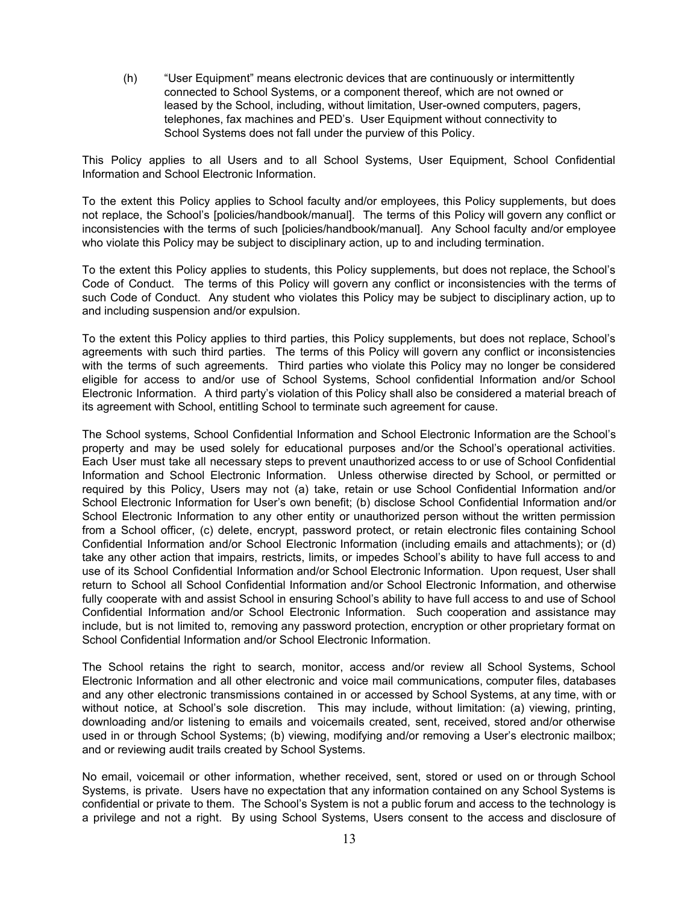(h) "User Equipment" means electronic devices that are continuously or intermittently connected to School Systems, or a component thereof, which are not owned or leased by the School, including, without limitation, User-owned computers, pagers, telephones, fax machines and PED's. User Equipment without connectivity to School Systems does not fall under the purview of this Policy.

This Policy applies to all Users and to all School Systems, User Equipment, School Confidential Information and School Electronic Information.

To the extent this Policy applies to School faculty and/or employees, this Policy supplements, but does not replace, the School's [policies/handbook/manual]. The terms of this Policy will govern any conflict or inconsistencies with the terms of such [policies/handbook/manual]. Any School faculty and/or employee who violate this Policy may be subject to disciplinary action, up to and including termination.

To the extent this Policy applies to students, this Policy supplements, but does not replace, the School's Code of Conduct. The terms of this Policy will govern any conflict or inconsistencies with the terms of such Code of Conduct. Any student who violates this Policy may be subject to disciplinary action, up to and including suspension and/or expulsion.

To the extent this Policy applies to third parties, this Policy supplements, but does not replace, School's agreements with such third parties. The terms of this Policy will govern any conflict or inconsistencies with the terms of such agreements. Third parties who violate this Policy may no longer be considered eligible for access to and/or use of School Systems, School confidential Information and/or School Electronic Information. A third party's violation of this Policy shall also be considered a material breach of its agreement with School, entitling School to terminate such agreement for cause.

The School systems, School Confidential Information and School Electronic Information are the School's property and may be used solely for educational purposes and/or the School's operational activities. Each User must take all necessary steps to prevent unauthorized access to or use of School Confidential Information and School Electronic Information. Unless otherwise directed by School, or permitted or required by this Policy, Users may not (a) take, retain or use School Confidential Information and/or School Electronic Information for User's own benefit; (b) disclose School Confidential Information and/or School Electronic Information to any other entity or unauthorized person without the written permission from a School officer, (c) delete, encrypt, password protect, or retain electronic files containing School Confidential Information and/or School Electronic Information (including emails and attachments); or (d) take any other action that impairs, restricts, limits, or impedes School's ability to have full access to and use of its School Confidential Information and/or School Electronic Information. Upon request, User shall return to School all School Confidential Information and/or School Electronic Information, and otherwise fully cooperate with and assist School in ensuring School's ability to have full access to and use of School Confidential Information and/or School Electronic Information. Such cooperation and assistance may include, but is not limited to, removing any password protection, encryption or other proprietary format on School Confidential Information and/or School Electronic Information.

The School retains the right to search, monitor, access and/or review all School Systems, School Electronic Information and all other electronic and voice mail communications, computer files, databases and any other electronic transmissions contained in or accessed by School Systems, at any time, with or without notice, at School's sole discretion. This may include, without limitation: (a) viewing, printing, downloading and/or listening to emails and voicemails created, sent, received, stored and/or otherwise used in or through School Systems; (b) viewing, modifying and/or removing a User's electronic mailbox; and or reviewing audit trails created by School Systems.

No email, voicemail or other information, whether received, sent, stored or used on or through School Systems, is private. Users have no expectation that any information contained on any School Systems is confidential or private to them. The School's System is not a public forum and access to the technology is a privilege and not a right. By using School Systems, Users consent to the access and disclosure of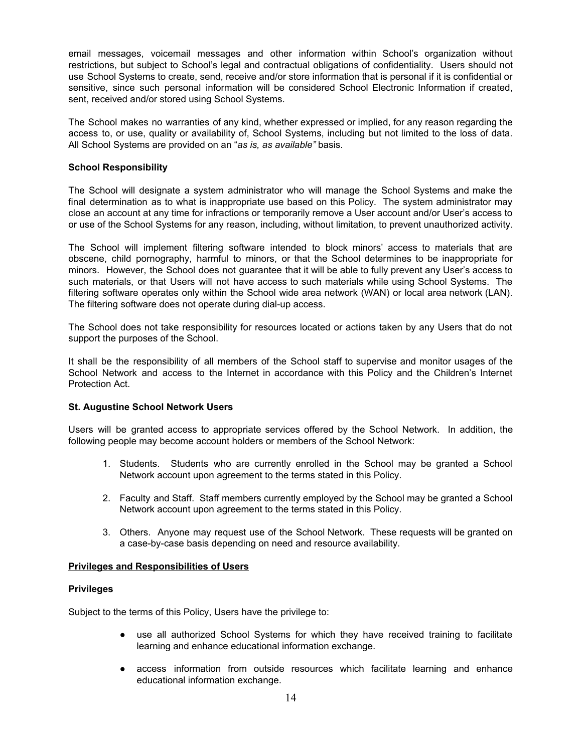email messages, voicemail messages and other information within School's organization without restrictions, but subject to School's legal and contractual obligations of confidentiality. Users should not use School Systems to create, send, receive and/or store information that is personal if it is confidential or sensitive, since such personal information will be considered School Electronic Information if created, sent, received and/or stored using School Systems.

The School makes no warranties of any kind, whether expressed or implied, for any reason regarding the access to, or use, quality or availability of, School Systems, including but not limited to the loss of data. All School Systems are provided on an "*as is, as available"* basis.

**School Responsibility**

The School will designate a system administrator who will manage the School Systems and make the final determination as to what is inappropriate use based on this Policy. The system administrator may close an account at any time for infractions or temporarily remove a User account and/or User's access to or use of the School Systems for any reason, including, without limitation, to prevent unauthorized activity.

The School will implement filtering software intended to block minors' access to materials that are obscene, child pornography, harmful to minors, or that the School determines to be inappropriate for minors. However, the School does not guarantee that it will be able to fully prevent any User's access to such materials, or that Users will not have access to such materials while using School Systems. The filtering software operates only within the School wide area network (WAN) or local area network (LAN). The filtering software does not operate during dial-up access.

The School does not take responsibility for resources located or actions taken by any Users that do not support the purposes of the School.

It shall be the responsibility of all members of the School staff to supervise and monitor usages of the School Network and access to the Internet in accordance with this Policy and the Children's Internet Protection Act.

**St. Augustine School Network Users**

Users will be granted access to appropriate services offered by the School Network. In addition, the following people may become account holders or members of the School Network:

1. Students. Students who are currently enrolled in the School may be granted a School Network account upon agreement to the terms stated in this Policy.
2. Faculty and Staff. Staff members currently employed by the School may be granted a School Network account upon agreement to the terms stated in this Policy.
3. Others. Anyone may request use of the School Network. These requests will be granted on a case-by-case basis depending on need and resource availability.

**<u>Privileges and Responsibilities of Users</u>**

**Privileges**

Subject to the terms of this Policy, Users have the privilege to:

- use all authorized School Systems for which they have received training to facilitate learning and enhance educational information exchange.
- access information from outside resources which facilitate learning and enhance educational information exchange.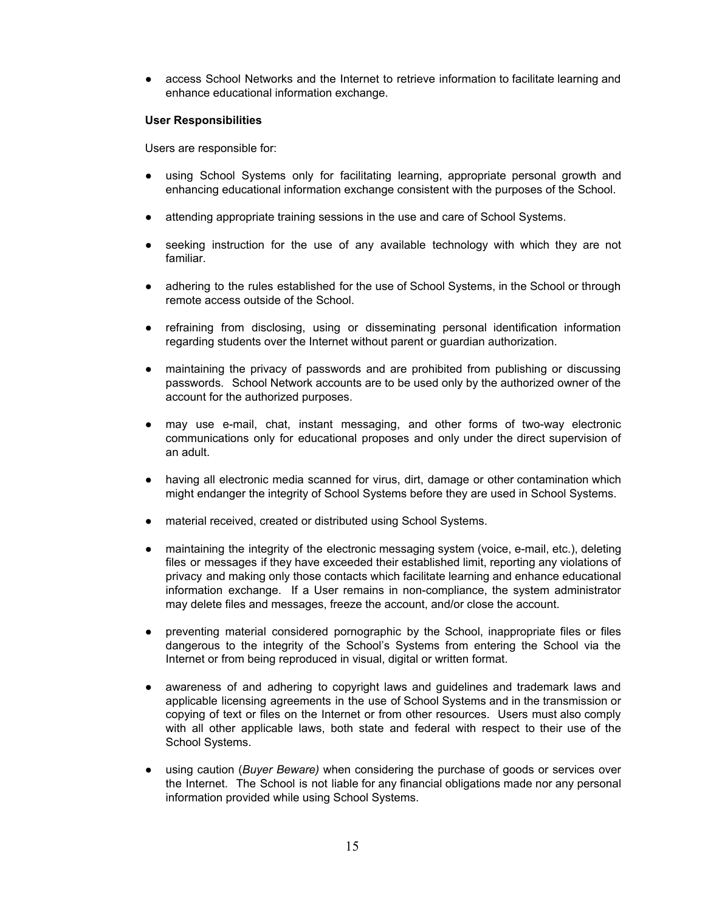- access School Networks and the Internet to retrieve information to facilitate learning and enhance educational information exchange.

**User Responsibilities**

Users are responsible for:

- using School Systems only for facilitating learning, appropriate personal growth and enhancing educational information exchange consistent with the purposes of the School.
- attending appropriate training sessions in the use and care of School Systems.
- seeking instruction for the use of any available technology with which they are not familiar.
- adhering to the rules established for the use of School Systems, in the School or through remote access outside of the School.
- refraining from disclosing, using or disseminating personal identification information regarding students over the Internet without parent or guardian authorization.
- maintaining the privacy of passwords and are prohibited from publishing or discussing passwords. School Network accounts are to be used only by the authorized owner of the account for the authorized purposes.
- may use e-mail, chat, instant messaging, and other forms of two-way electronic communications only for educational proposes and only under the direct supervision of an adult.
- having all electronic media scanned for virus, dirt, damage or other contamination which might endanger the integrity of School Systems before they are used in School Systems.
- material received, created or distributed using School Systems.
- maintaining the integrity of the electronic messaging system (voice, e-mail, etc.), deleting files or messages if they have exceeded their established limit, reporting any violations of privacy and making only those contacts which facilitate learning and enhance educational information exchange. If a User remains in non-compliance, the system administrator may delete files and messages, freeze the account, and/or close the account.
- preventing material considered pornographic by the School, inappropriate files or files dangerous to the integrity of the School's Systems from entering the School via the Internet or from being reproduced in visual, digital or written format.
- awareness of and adhering to copyright laws and guidelines and trademark laws and applicable licensing agreements in the use of School Systems and in the transmission or copying of text or files on the Internet or from other resources. Users must also comply with all other applicable laws, both state and federal with respect to their use of the School Systems.
- using caution (*Buyer Beware)* when considering the purchase of goods or services over the Internet. The School is not liable for any financial obligations made nor any personal information provided while using School Systems.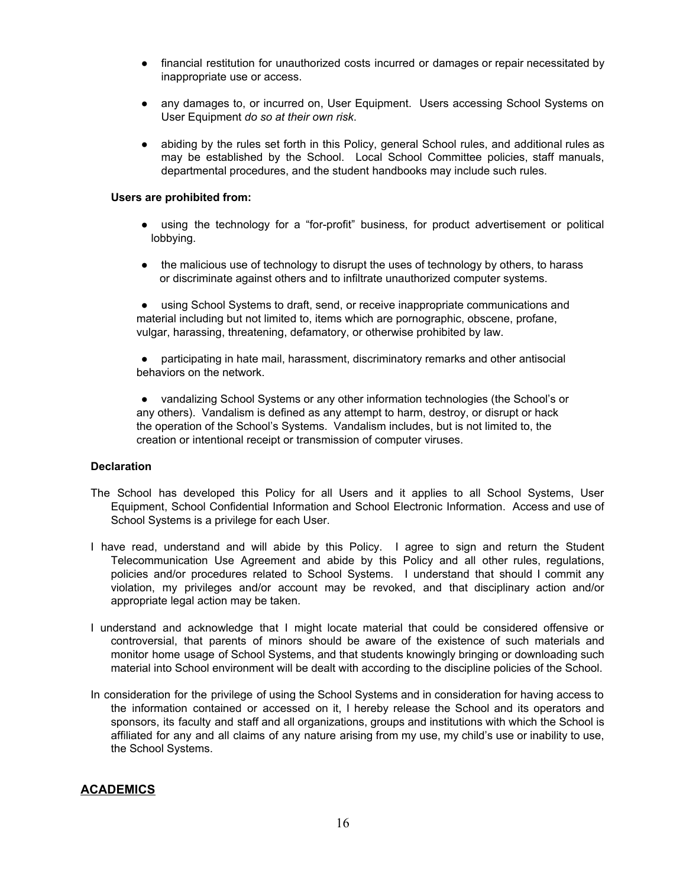- financial restitution for unauthorized costs incurred or damages or repair necessitated by inappropriate use or access.

- any damages to, or incurred on, User Equipment. Users accessing School Systems on User Equipment *do so at their own risk*.

- abiding by the rules set forth in this Policy, general School rules, and additional rules as may be established by the School. Local School Committee policies, staff manuals, departmental procedures, and the student handbooks may include such rules.

**Users are prohibited from:**

- using the technology for a "for-profit" business, for product advertisement or political lobbying.

- the malicious use of technology to disrupt the uses of technology by others, to harass or discriminate against others and to infiltrate unauthorized computer systems.

- using School Systems to draft, send, or receive inappropriate communications and material including but not limited to, items which are pornographic, obscene, profane, vulgar, harassing, threatening, defamatory, or otherwise prohibited by law.

- participating in hate mail, harassment, discriminatory remarks and other antisocial behaviors on the network.

- vandalizing School Systems or any other information technologies (the School's or any others). Vandalism is defined as any attempt to harm, destroy, or disrupt or hack the operation of the School's Systems. Vandalism includes, but is not limited to, the creation or intentional receipt or transmission of computer viruses.

**Declaration**

The School has developed this Policy for all Users and it applies to all School Systems, User Equipment, School Confidential Information and School Electronic Information. Access and use of School Systems is a privilege for each User.

I have read, understand and will abide by this Policy. I agree to sign and return the Student Telecommunication Use Agreement and abide by this Policy and all other rules, regulations, policies and/or procedures related to School Systems. I understand that should I commit any violation, my privileges and/or account may be revoked, and that disciplinary action and/or appropriate legal action may be taken.

I understand and acknowledge that I might locate material that could be considered offensive or controversial, that parents of minors should be aware of the existence of such materials and monitor home usage of School Systems, and that students knowingly bringing or downloading such material into School environment will be dealt with according to the discipline policies of the School.

In consideration for the privilege of using the School Systems and in consideration for having access to the information contained or accessed on it, I hereby release the School and its operators and sponsors, its faculty and staff and all organizations, groups and institutions with which the School is affiliated for any and all claims of any nature arising from my use, my child's use or inability to use, the School Systems.

## ACADEMICS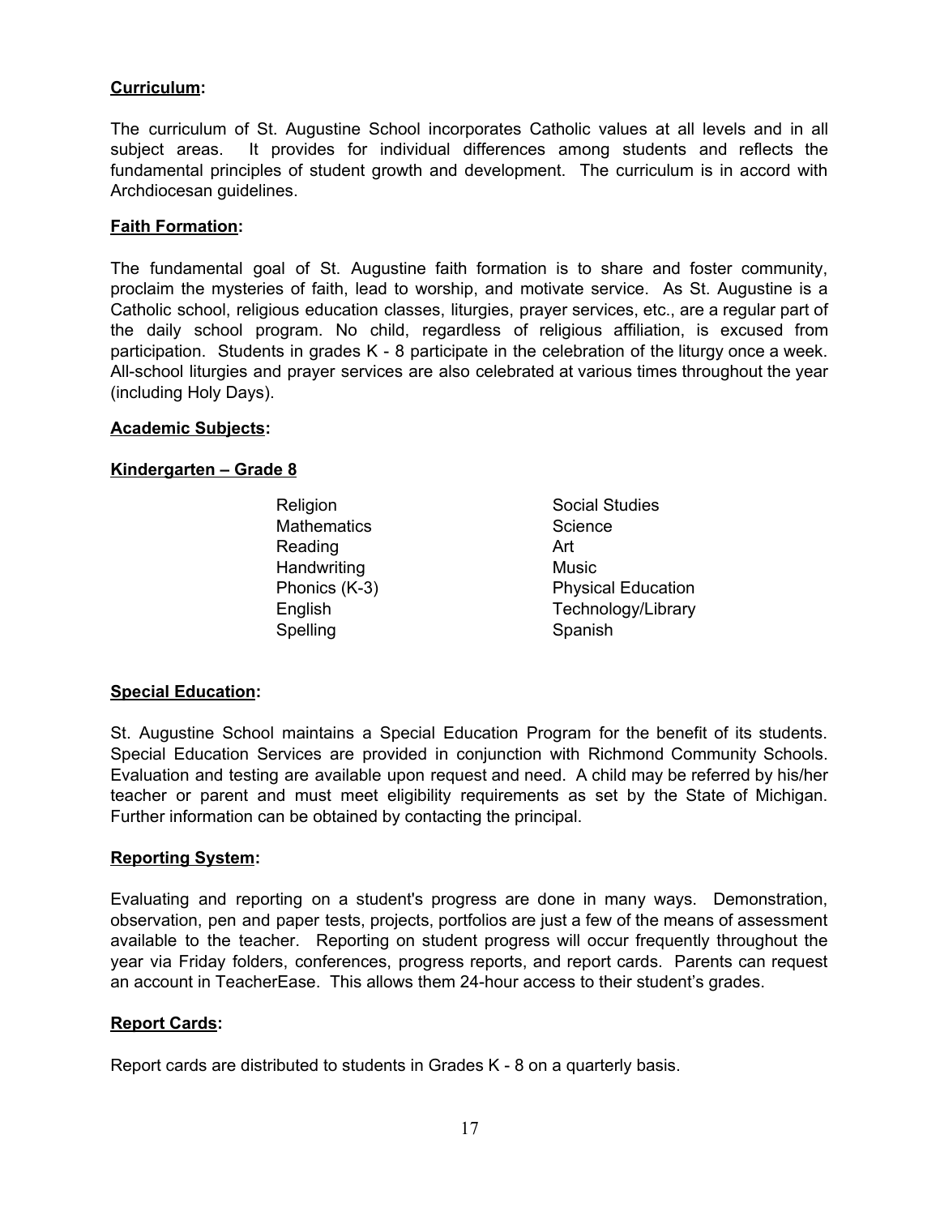**Curriculum:**

The curriculum of St. Augustine School incorporates Catholic values at all levels and in all subject areas. It provides for individual differences among students and reflects the fundamental principles of student growth and development. The curriculum is in accord with Archdiocesan guidelines.

**Faith Formation:**

The fundamental goal of St. Augustine faith formation is to share and foster community, proclaim the mysteries of faith, lead to worship, and motivate service. As St. Augustine is a Catholic school, religious education classes, liturgies, prayer services, etc., are a regular part of the daily school program. No child, regardless of religious affiliation, is excused from participation. Students in grades K - 8 participate in the celebration of the liturgy once a week. All-school liturgies and prayer services are also celebrated at various times throughout the year (including Holy Days).

**Academic Subjects:**

**Kindergarten – Grade 8**

- Religion
- Mathematics
- Reading
- Handwriting
- Phonics (K-3)
- English
- Spelling
- Social Studies
- Science
- Art
- Music
- Physical Education
- Technology/Library
- Spanish

**Special Education:**

St. Augustine School maintains a Special Education Program for the benefit of its students. Special Education Services are provided in conjunction with Richmond Community Schools. Evaluation and testing are available upon request and need. A child may be referred by his/her teacher or parent and must meet eligibility requirements as set by the State of Michigan. Further information can be obtained by contacting the principal.

**Reporting System:**

Evaluating and reporting on a student's progress are done in many ways. Demonstration, observation, pen and paper tests, projects, portfolios are just a few of the means of assessment available to the teacher. Reporting on student progress will occur frequently throughout the year via Friday folders, conferences, progress reports, and report cards. Parents can request an account in TeacherEase. This allows them 24-hour access to their student's grades.

**Report Cards:**

Report cards are distributed to students in Grades K - 8 on a quarterly basis.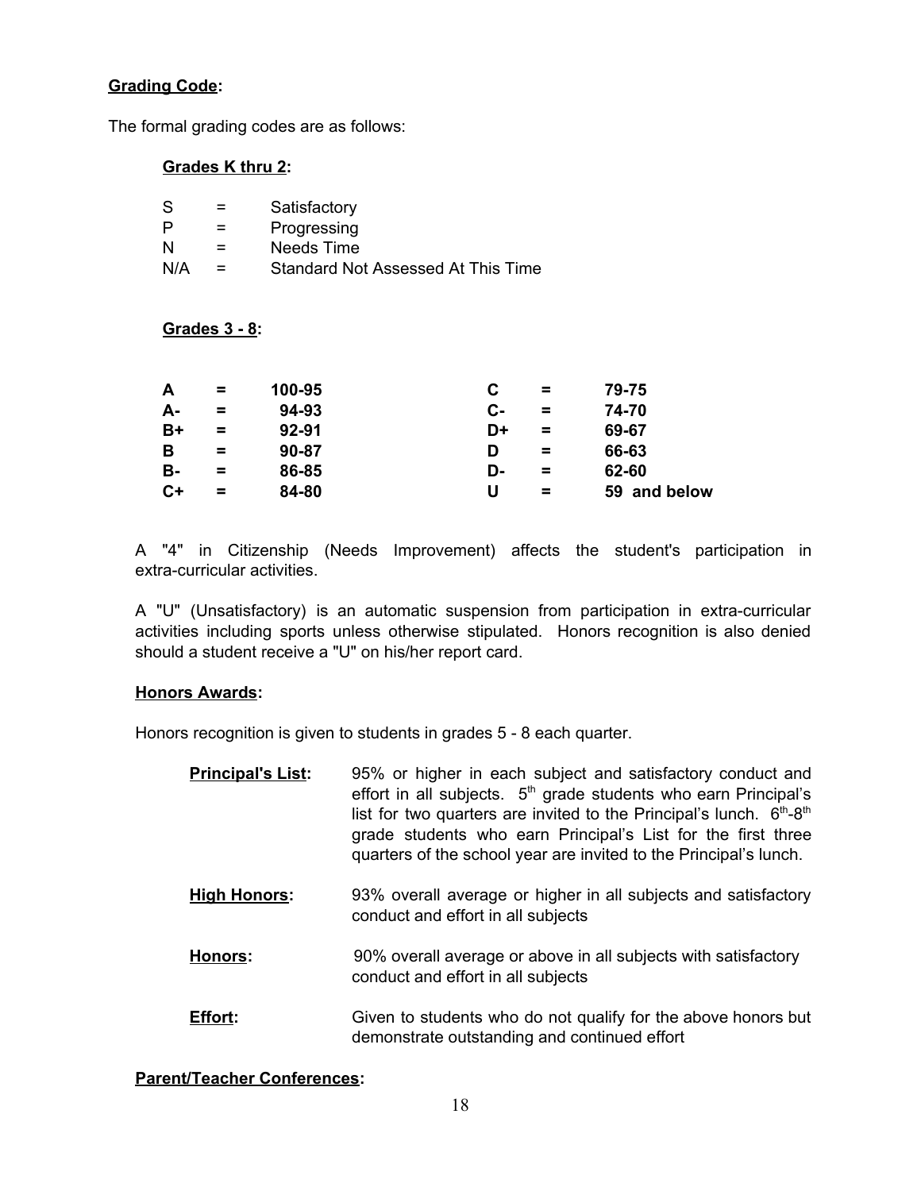**Grading Code:**

The formal grading codes are as follows:

**Grades K thru 2:**

| | | |
|---|---|---|
| S | = | Satisfactory |
| P | = | Progressing |
| N | = | Needs Time |
| N/A | = | Standard Not Assessed At This Time |

**Grades 3 - 8:**

| | | | | | |
|---|---|---|---|---|---|
| **A** | **=** | **100-95** | **C** | **=** | **79-75** |
| **A-** | **=** | **94-93** | **C-** | **=** | **74-70** |
| **B+** | **=** | **92-91** | **D+** | **=** | **69-67** |
| **B** | **=** | **90-87** | **D** | **=** | **66-63** |
| **B-** | **=** | **86-85** | **D-** | **=** | **62-60** |
| **C+** | **=** | **84-80** | **U** | **=** | **59 and below** |

A "4" in Citizenship (Needs Improvement) affects the student's participation in extra-curricular activities.

A "U" (Unsatisfactory) is an automatic suspension from participation in extra-curricular activities including sports unless otherwise stipulated. Honors recognition is also denied should a student receive a "U" on his/her report card.

**Honors Awards:**

Honors recognition is given to students in grades 5 - 8 each quarter.

**Principal's List:** 95% or higher in each subject and satisfactory conduct and effort in all subjects. 5th grade students who earn Principal's list for two quarters are invited to the Principal's lunch. 6th-8th grade students who earn Principal's List for the first three quarters of the school year are invited to the Principal's lunch.

**High Honors:** 93% overall average or higher in all subjects and satisfactory conduct and effort in all subjects

**Honors:** 90% overall average or above in all subjects with satisfactory conduct and effort in all subjects

**Effort:** Given to students who do not qualify for the above honors but demonstrate outstanding and continued effort

**Parent/Teacher Conferences:**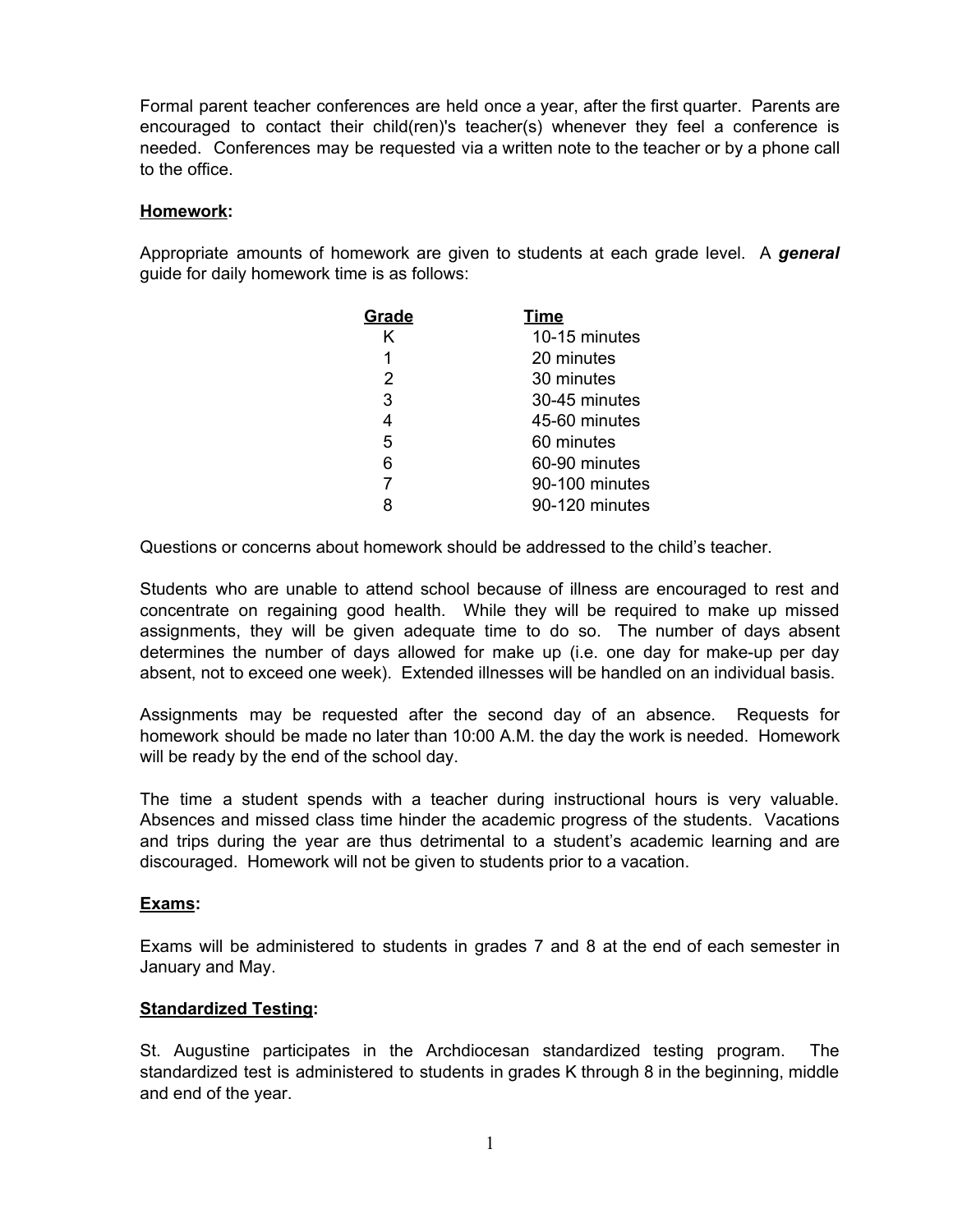Formal parent teacher conferences are held once a year, after the first quarter. Parents are encouraged to contact their child(ren)'s teacher(s) whenever they feel a conference is needed. Conferences may be requested via a written note to the teacher or by a phone call to the office.

**Homework:**

Appropriate amounts of homework are given to students at each grade level. A ***general*** guide for daily homework time is as follows:

| Grade | Time |
|---|---|
| K | 10-15 minutes |
| 1 | 20 minutes |
| 2 | 30 minutes |
| 3 | 30-45 minutes |
| 4 | 45-60 minutes |
| 5 | 60 minutes |
| 6 | 60-90 minutes |
| 7 | 90-100 minutes |
| 8 | 90-120 minutes |

Questions or concerns about homework should be addressed to the child's teacher.

Students who are unable to attend school because of illness are encouraged to rest and concentrate on regaining good health. While they will be required to make up missed assignments, they will be given adequate time to do so. The number of days absent determines the number of days allowed for make up (i.e. one day for make-up per day absent, not to exceed one week). Extended illnesses will be handled on an individual basis.

Assignments may be requested after the second day of an absence. Requests for homework should be made no later than 10:00 A.M. the day the work is needed. Homework will be ready by the end of the school day.

The time a student spends with a teacher during instructional hours is very valuable. Absences and missed class time hinder the academic progress of the students. Vacations and trips during the year are thus detrimental to a student's academic learning and are discouraged. Homework will not be given to students prior to a vacation.

**Exams:**

Exams will be administered to students in grades 7 and 8 at the end of each semester in January and May.

**Standardized Testing:**

St. Augustine participates in the Archdiocesan standardized testing program. The standardized test is administered to students in grades K through 8 in the beginning, middle and end of the year.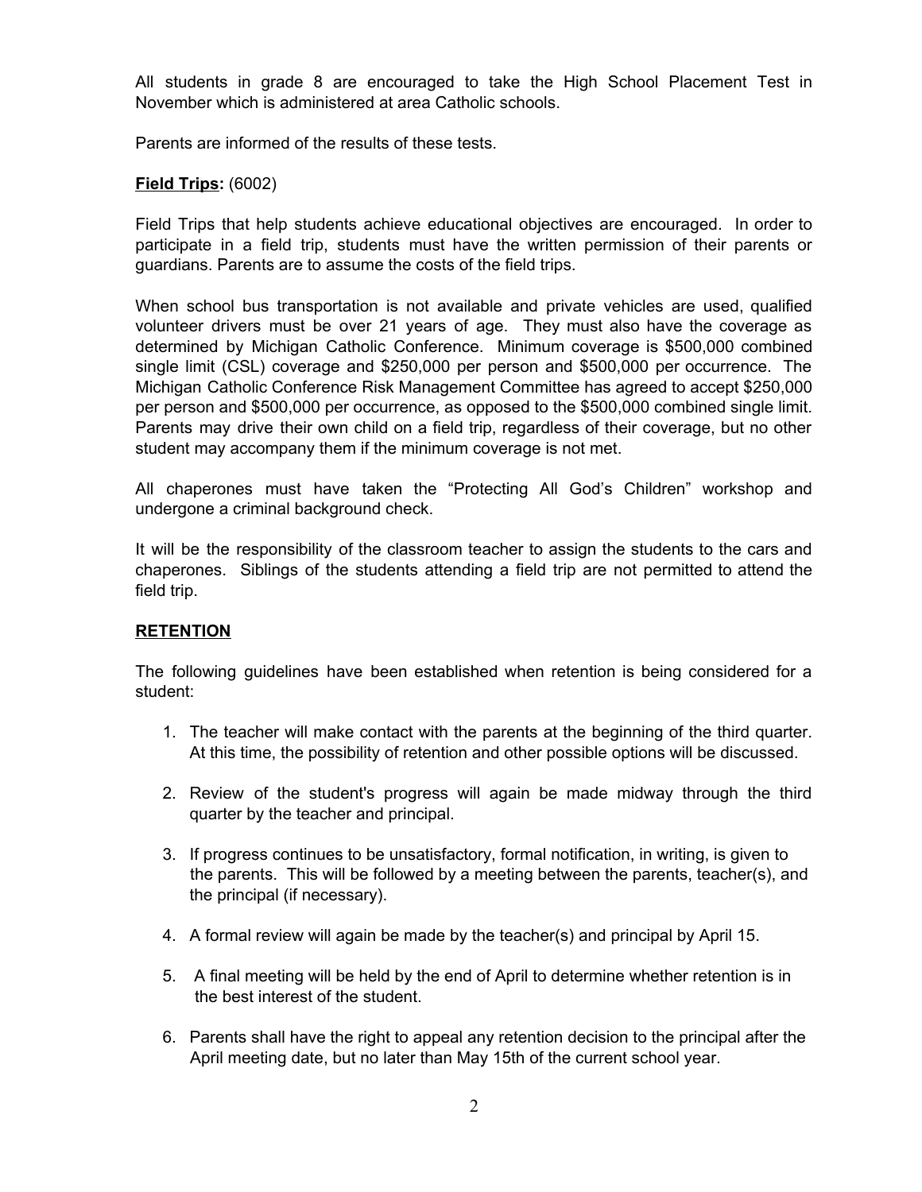All students in grade 8 are encouraged to take the High School Placement Test in November which is administered at area Catholic schools.

Parents are informed of the results of these tests.

**Field Trips:** (6002)

Field Trips that help students achieve educational objectives are encouraged. In order to participate in a field trip, students must have the written permission of their parents or guardians. Parents are to assume the costs of the field trips.

When school bus transportation is not available and private vehicles are used, qualified volunteer drivers must be over 21 years of age. They must also have the coverage as determined by Michigan Catholic Conference. Minimum coverage is $500,000 combined single limit (CSL) coverage and $250,000 per person and $500,000 per occurrence. The Michigan Catholic Conference Risk Management Committee has agreed to accept $250,000 per person and $500,000 per occurrence, as opposed to the $500,000 combined single limit. Parents may drive their own child on a field trip, regardless of their coverage, but no other student may accompany them if the minimum coverage is not met.

All chaperones must have taken the "Protecting All God's Children" workshop and undergone a criminal background check.

It will be the responsibility of the classroom teacher to assign the students to the cars and chaperones. Siblings of the students attending a field trip are not permitted to attend the field trip.

**RETENTION**

The following guidelines have been established when retention is being considered for a student:

1. The teacher will make contact with the parents at the beginning of the third quarter. At this time, the possibility of retention and other possible options will be discussed.

2. Review of the student's progress will again be made midway through the third quarter by the teacher and principal.

3. If progress continues to be unsatisfactory, formal notification, in writing, is given to the parents. This will be followed by a meeting between the parents, teacher(s), and the principal (if necessary).

4. A formal review will again be made by the teacher(s) and principal by April 15.

5. A final meeting will be held by the end of April to determine whether retention is in the best interest of the student.

6. Parents shall have the right to appeal any retention decision to the principal after the April meeting date, but no later than May 15th of the current school year.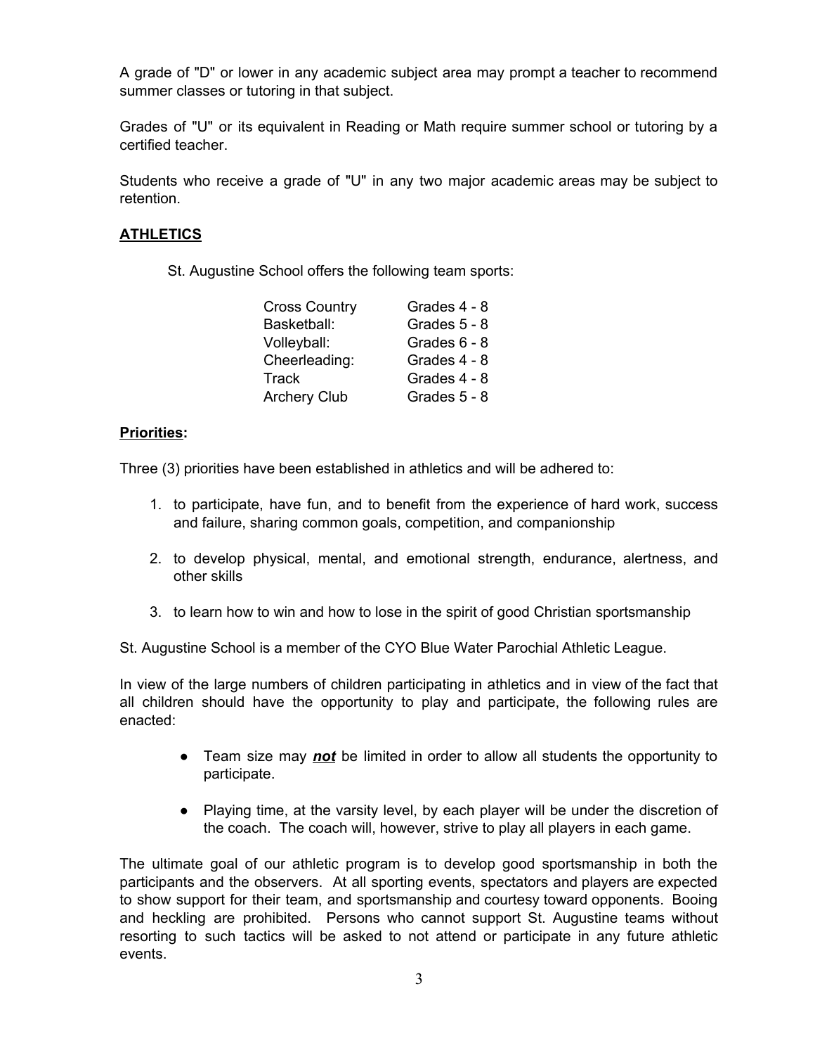A grade of "D" or lower in any academic subject area may prompt a teacher to recommend summer classes or tutoring in that subject.

Grades of "U" or its equivalent in Reading or Math require summer school or tutoring by a certified teacher.

Students who receive a grade of "U" in any two major academic areas may be subject to retention.

## **ATHLETICS**

St. Augustine School offers the following team sports:

| | |
|---|---|
| Cross Country | Grades 4 - 8 |
| Basketball: | Grades 5 - 8 |
| Volleyball: | Grades 6 - 8 |
| Cheerleading: | Grades 4 - 8 |
| Track | Grades 4 - 8 |
| Archery Club | Grades 5 - 8 |

### **Priorities:**

Three (3) priorities have been established in athletics and will be adhered to:

1. to participate, have fun, and to benefit from the experience of hard work, success and failure, sharing common goals, competition, and companionship

2. to develop physical, mental, and emotional strength, endurance, alertness, and other skills

3. to learn how to win and how to lose in the spirit of good Christian sportsmanship

St. Augustine School is a member of the CYO Blue Water Parochial Athletic League.

In view of the large numbers of children participating in athletics and in view of the fact that all children should have the opportunity to play and participate, the following rules are enacted:

- Team size may ***not*** be limited in order to allow all students the opportunity to participate.

- Playing time, at the varsity level, by each player will be under the discretion of the coach. The coach will, however, strive to play all players in each game.

The ultimate goal of our athletic program is to develop good sportsmanship in both the participants and the observers. At all sporting events, spectators and players are expected to show support for their team, and sportsmanship and courtesy toward opponents. Booing and heckling are prohibited. Persons who cannot support St. Augustine teams without resorting to such tactics will be asked to not attend or participate in any future athletic events.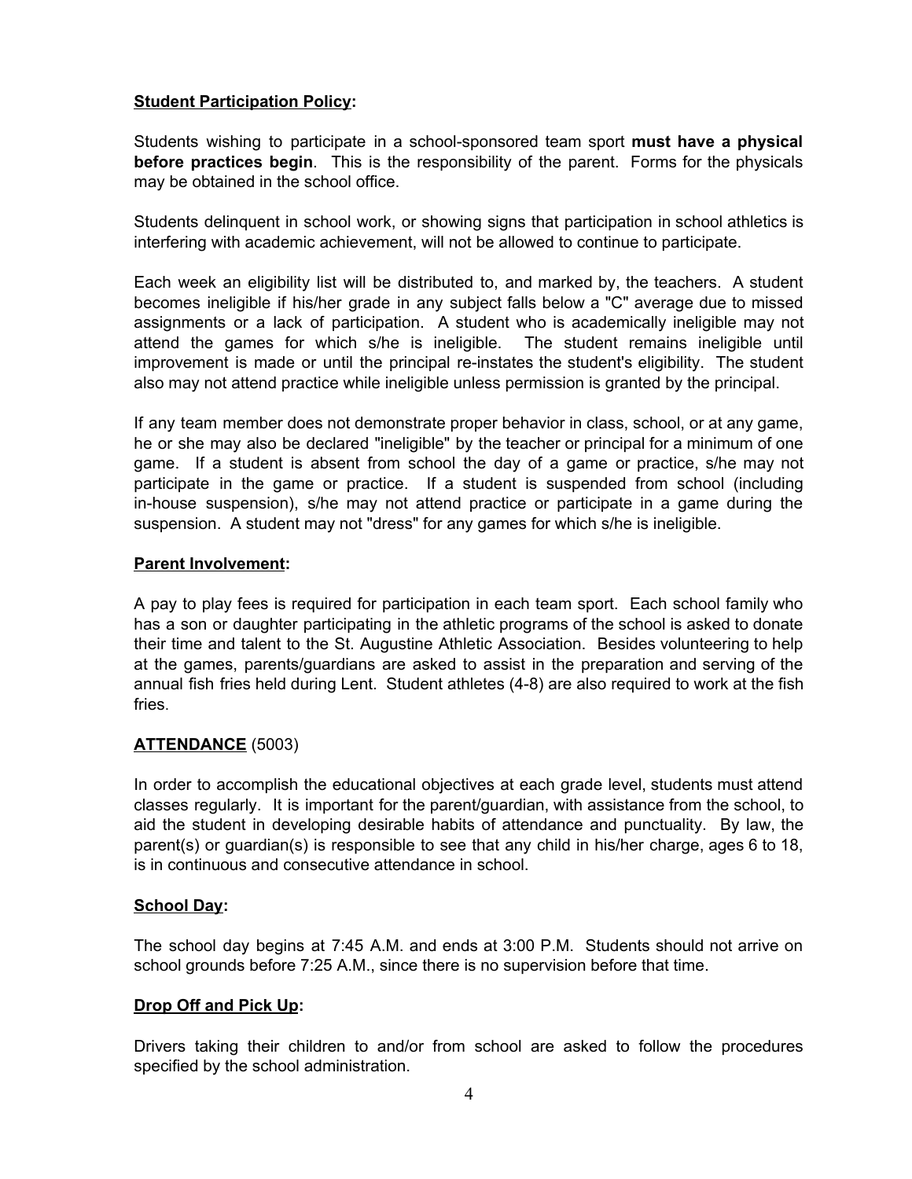**<u>Student Participation Policy</u>:**

Students wishing to participate in a school-sponsored team sport **must have a physical before practices begin**. This is the responsibility of the parent. Forms for the physicals may be obtained in the school office.

Students delinquent in school work, or showing signs that participation in school athletics is interfering with academic achievement, will not be allowed to continue to participate.

Each week an eligibility list will be distributed to, and marked by, the teachers. A student becomes ineligible if his/her grade in any subject falls below a "C" average due to missed assignments or a lack of participation. A student who is academically ineligible may not attend the games for which s/he is ineligible. The student remains ineligible until improvement is made or until the principal re-instates the student's eligibility. The student also may not attend practice while ineligible unless permission is granted by the principal.

If any team member does not demonstrate proper behavior in class, school, or at any game, he or she may also be declared "ineligible" by the teacher or principal for a minimum of one game. If a student is absent from school the day of a game or practice, s/he may not participate in the game or practice. If a student is suspended from school (including in-house suspension), s/he may not attend practice or participate in a game during the suspension. A student may not "dress" for any games for which s/he is ineligible.

**<u>Parent Involvement</u>:**

A pay to play fees is required for participation in each team sport. Each school family who has a son or daughter participating in the athletic programs of the school is asked to donate their time and talent to the St. Augustine Athletic Association. Besides volunteering to help at the games, parents/guardians are asked to assist in the preparation and serving of the annual fish fries held during Lent. Student athletes (4-8) are also required to work at the fish fries.

## <u>ATTENDANCE</u> (5003)

In order to accomplish the educational objectives at each grade level, students must attend classes regularly. It is important for the parent/guardian, with assistance from the school, to aid the student in developing desirable habits of attendance and punctuality. By law, the parent(s) or guardian(s) is responsible to see that any child in his/her charge, ages 6 to 18, is in continuous and consecutive attendance in school.

**<u>School Day</u>:**

The school day begins at 7:45 A.M. and ends at 3:00 P.M. Students should not arrive on school grounds before 7:25 A.M., since there is no supervision before that time.

**<u>Drop Off and Pick Up</u>:**

Drivers taking their children to and/or from school are asked to follow the procedures specified by the school administration.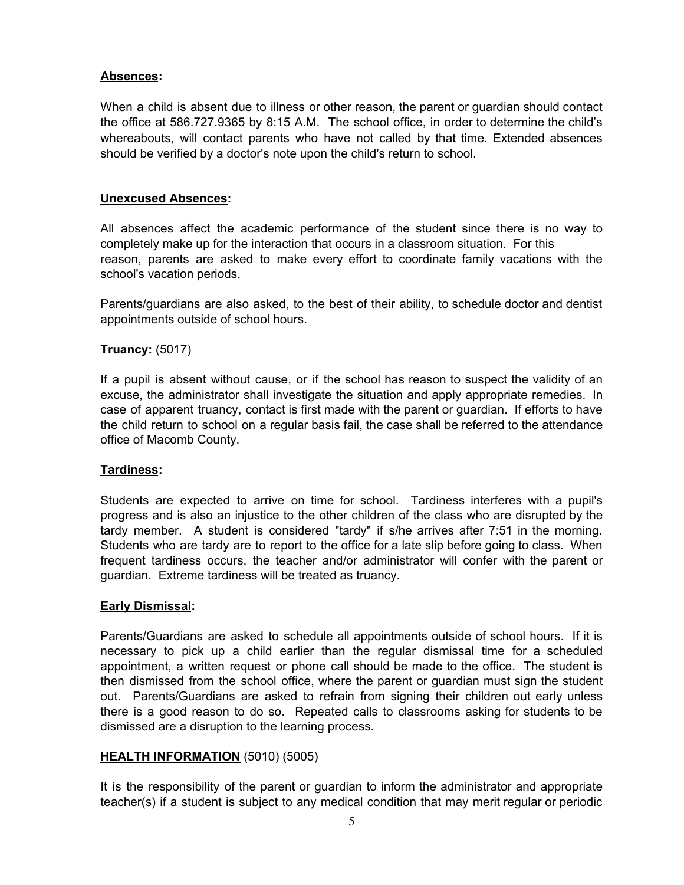**Absences:**

When a child is absent due to illness or other reason, the parent or guardian should contact the office at 586.727.9365 by 8:15 A.M. The school office, in order to determine the child's whereabouts, will contact parents who have not called by that time. Extended absences should be verified by a doctor's note upon the child's return to school.

**Unexcused Absences:**

All absences affect the academic performance of the student since there is no way to completely make up for the interaction that occurs in a classroom situation. For this reason, parents are asked to make every effort to coordinate family vacations with the school's vacation periods.

Parents/guardians are also asked, to the best of their ability, to schedule doctor and dentist appointments outside of school hours.

**Truancy:** (5017)

If a pupil is absent without cause, or if the school has reason to suspect the validity of an excuse, the administrator shall investigate the situation and apply appropriate remedies. In case of apparent truancy, contact is first made with the parent or guardian. If efforts to have the child return to school on a regular basis fail, the case shall be referred to the attendance office of Macomb County.

**Tardiness:**

Students are expected to arrive on time for school. Tardiness interferes with a pupil's progress and is also an injustice to the other children of the class who are disrupted by the tardy member. A student is considered "tardy" if s/he arrives after 7:51 in the morning. Students who are tardy are to report to the office for a late slip before going to class. When frequent tardiness occurs, the teacher and/or administrator will confer with the parent or guardian. Extreme tardiness will be treated as truancy.

**Early Dismissal:**

Parents/Guardians are asked to schedule all appointments outside of school hours. If it is necessary to pick up a child earlier than the regular dismissal time for a scheduled appointment, a written request or phone call should be made to the office. The student is then dismissed from the school office, where the parent or guardian must sign the student out. Parents/Guardians are asked to refrain from signing their children out early unless there is a good reason to do so. Repeated calls to classrooms asking for students to be dismissed are a disruption to the learning process.

**HEALTH INFORMATION** (5010) (5005)

It is the responsibility of the parent or guardian to inform the administrator and appropriate teacher(s) if a student is subject to any medical condition that may merit regular or periodic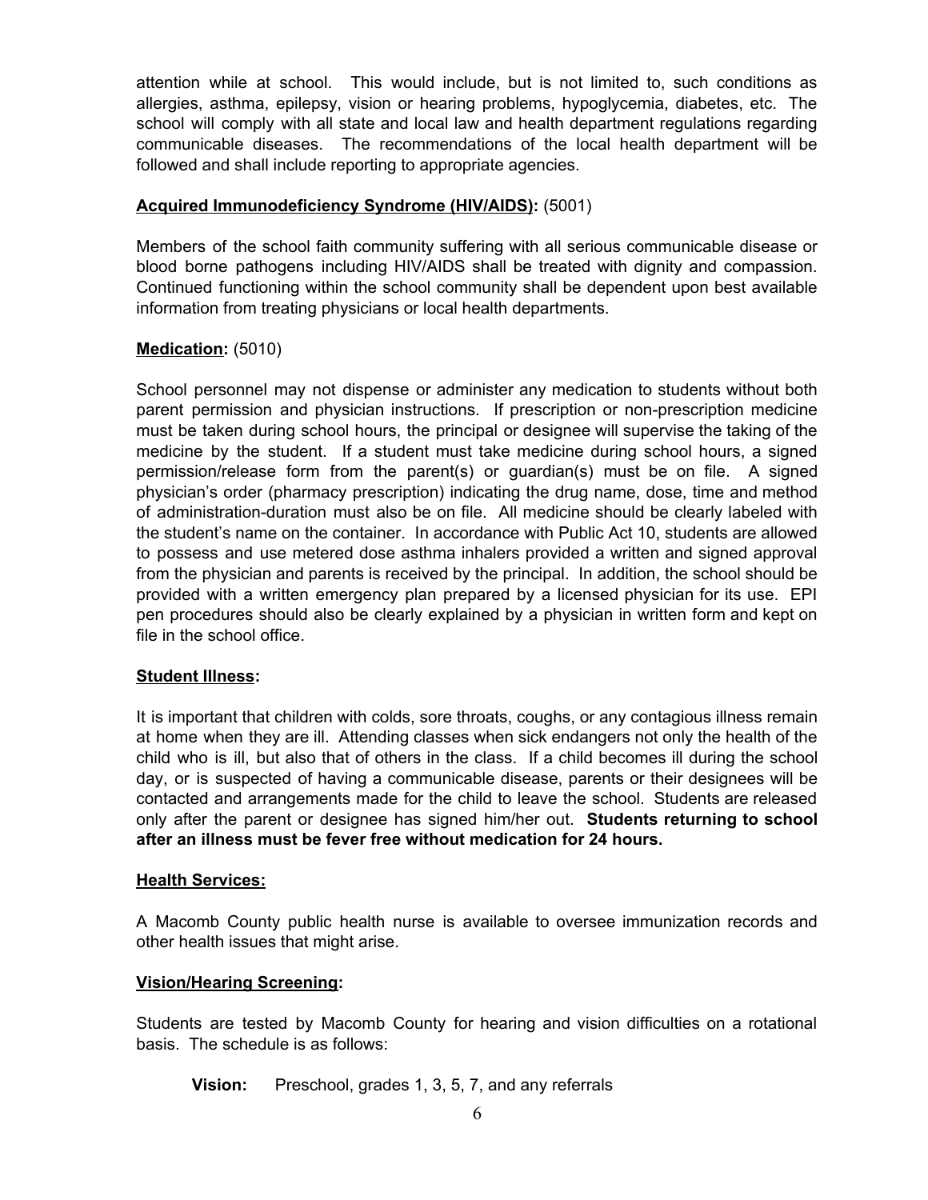attention while at school. This would include, but is not limited to, such conditions as allergies, asthma, epilepsy, vision or hearing problems, hypoglycemia, diabetes, etc. The school will comply with all state and local law and health department regulations regarding communicable diseases. The recommendations of the local health department will be followed and shall include reporting to appropriate agencies.

**Acquired Immunodeficiency Syndrome (HIV/AIDS):** (5001)

Members of the school faith community suffering with all serious communicable disease or blood borne pathogens including HIV/AIDS shall be treated with dignity and compassion. Continued functioning within the school community shall be dependent upon best available information from treating physicians or local health departments.

**Medication:** (5010)

School personnel may not dispense or administer any medication to students without both parent permission and physician instructions. If prescription or non-prescription medicine must be taken during school hours, the principal or designee will supervise the taking of the medicine by the student. If a student must take medicine during school hours, a signed permission/release form from the parent(s) or guardian(s) must be on file. A signed physician's order (pharmacy prescription) indicating the drug name, dose, time and method of administration-duration must also be on file. All medicine should be clearly labeled with the student's name on the container. In accordance with Public Act 10, students are allowed to possess and use metered dose asthma inhalers provided a written and signed approval from the physician and parents is received by the principal. In addition, the school should be provided with a written emergency plan prepared by a licensed physician for its use. EPI pen procedures should also be clearly explained by a physician in written form and kept on file in the school office.

**Student Illness:**

It is important that children with colds, sore throats, coughs, or any contagious illness remain at home when they are ill. Attending classes when sick endangers not only the health of the child who is ill, but also that of others in the class. If a child becomes ill during the school day, or is suspected of having a communicable disease, parents or their designees will be contacted and arrangements made for the child to leave the school. Students are released only after the parent or designee has signed him/her out. **Students returning to school after an illness must be fever free without medication for 24 hours.**

**Health Services:**

A Macomb County public health nurse is available to oversee immunization records and other health issues that might arise.

**Vision/Hearing Screening:**

Students are tested by Macomb County for hearing and vision difficulties on a rotational basis. The schedule is as follows:

**Vision:** Preschool, grades 1, 3, 5, 7, and any referrals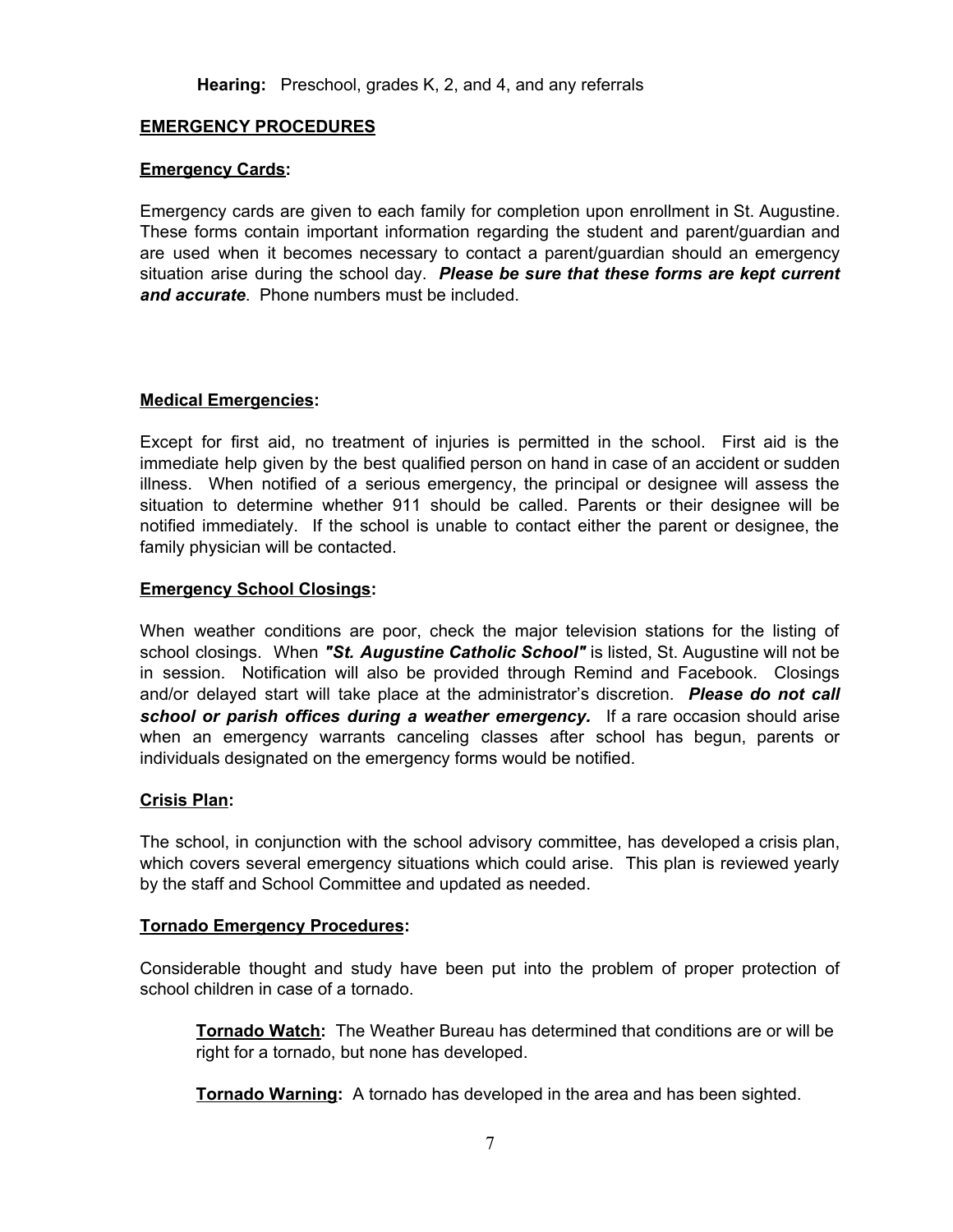**Hearing:** Preschool, grades K, 2, and 4, and any referrals

## EMERGENCY PROCEDURES

### Emergency Cards:

Emergency cards are given to each family for completion upon enrollment in St. Augustine. These forms contain important information regarding the student and parent/guardian and are used when it becomes necessary to contact a parent/guardian should an emergency situation arise during the school day. ***Please be sure that these forms are kept current and accurate***. Phone numbers must be included.

### Medical Emergencies:

Except for first aid, no treatment of injuries is permitted in the school. First aid is the immediate help given by the best qualified person on hand in case of an accident or sudden illness. When notified of a serious emergency, the principal or designee will assess the situation to determine whether 911 should be called. Parents or their designee will be notified immediately. If the school is unable to contact either the parent or designee, the family physician will be contacted.

### Emergency School Closings:

When weather conditions are poor, check the major television stations for the listing of school closings. When ***"St. Augustine Catholic School"*** is listed, St. Augustine will not be in session. Notification will also be provided through Remind and Facebook. Closings and/or delayed start will take place at the administrator's discretion. ***Please do not call school or parish offices during a weather emergency.*** If a rare occasion should arise when an emergency warrants canceling classes after school has begun, parents or individuals designated on the emergency forms would be notified.

### Crisis Plan:

The school, in conjunction with the school advisory committee, has developed a crisis plan, which covers several emergency situations which could arise. This plan is reviewed yearly by the staff and School Committee and updated as needed.

### Tornado Emergency Procedures:

Considerable thought and study have been put into the problem of proper protection of school children in case of a tornado.

**Tornado Watch:** The Weather Bureau has determined that conditions are or will be right for a tornado, but none has developed.

**Tornado Warning:** A tornado has developed in the area and has been sighted.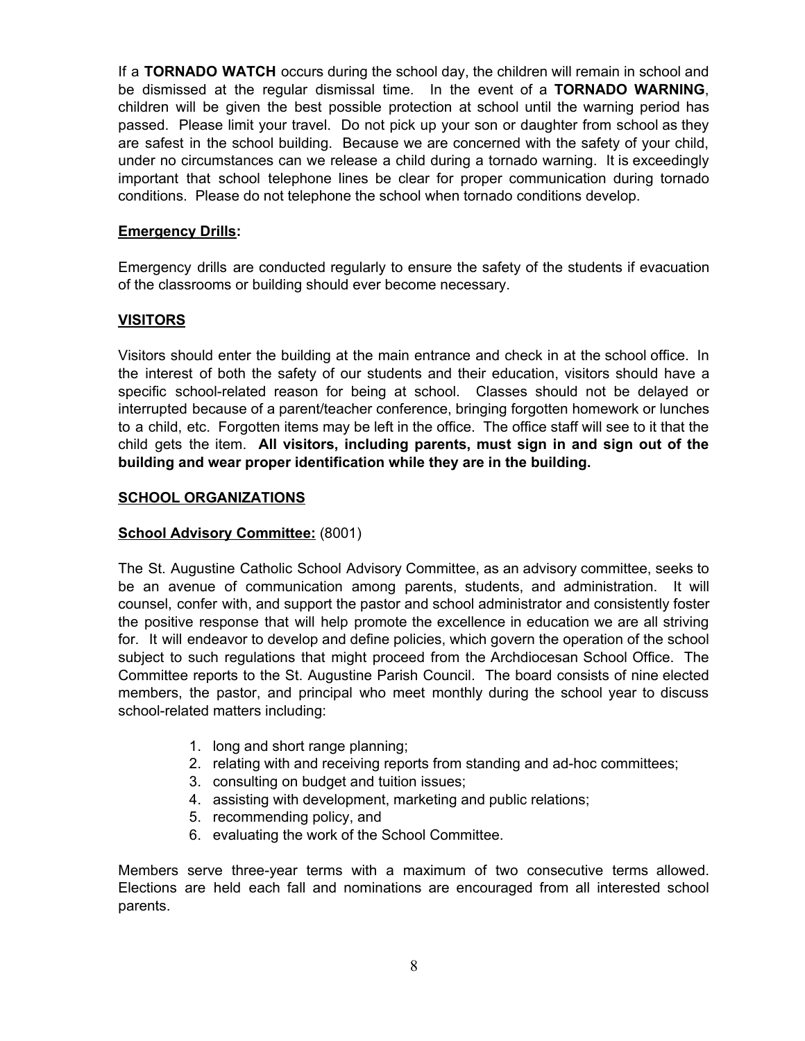If a **TORNADO WATCH** occurs during the school day, the children will remain in school and be dismissed at the regular dismissal time. In the event of a **TORNADO WARNING**, children will be given the best possible protection at school until the warning period has passed. Please limit your travel. Do not pick up your son or daughter from school as they are safest in the school building. Because we are concerned with the safety of your child, under no circumstances can we release a child during a tornado warning. It is exceedingly important that school telephone lines be clear for proper communication during tornado conditions. Please do not telephone the school when tornado conditions develop.

**Emergency Drills:**

Emergency drills are conducted regularly to ensure the safety of the students if evacuation of the classrooms or building should ever become necessary.

## VISITORS

Visitors should enter the building at the main entrance and check in at the school office. In the interest of both the safety of our students and their education, visitors should have a specific school-related reason for being at school. Classes should not be delayed or interrupted because of a parent/teacher conference, bringing forgotten homework or lunches to a child, etc. Forgotten items may be left in the office. The office staff will see to it that the child gets the item. **All visitors, including parents, must sign in and sign out of the building and wear proper identification while they are in the building.**

## SCHOOL ORGANIZATIONS

**School Advisory Committee:** (8001)

The St. Augustine Catholic School Advisory Committee, as an advisory committee, seeks to be an avenue of communication among parents, students, and administration. It will counsel, confer with, and support the pastor and school administrator and consistently foster the positive response that will help promote the excellence in education we are all striving for. It will endeavor to develop and define policies, which govern the operation of the school subject to such regulations that might proceed from the Archdiocesan School Office. The Committee reports to the St. Augustine Parish Council. The board consists of nine elected members, the pastor, and principal who meet monthly during the school year to discuss school-related matters including:

1. long and short range planning;
2. relating with and receiving reports from standing and ad-hoc committees;
3. consulting on budget and tuition issues;
4. assisting with development, marketing and public relations;
5. recommending policy, and
6. evaluating the work of the School Committee.

Members serve three-year terms with a maximum of two consecutive terms allowed. Elections are held each fall and nominations are encouraged from all interested school parents.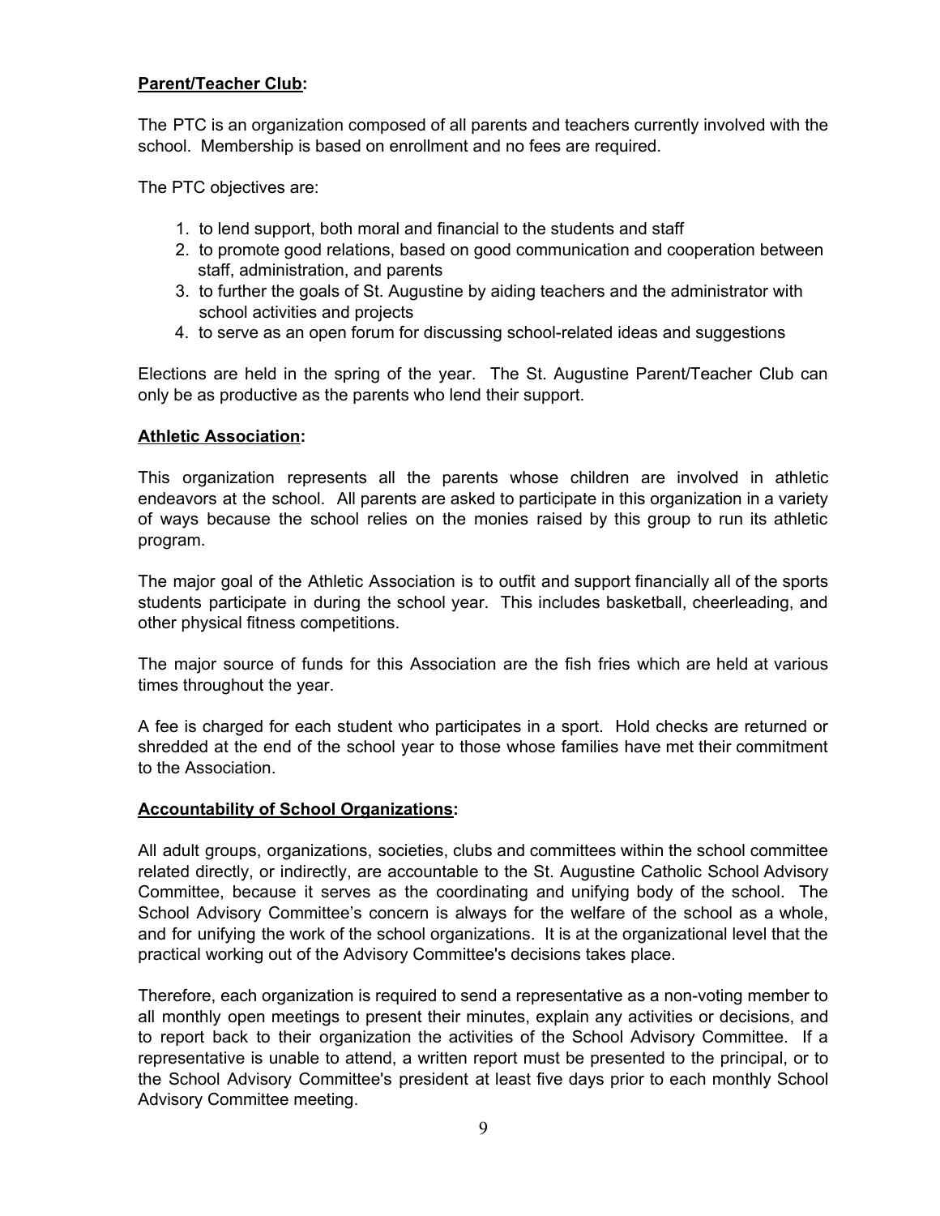**Parent/Teacher Club:**

The PTC is an organization composed of all parents and teachers currently involved with the school. Membership is based on enrollment and no fees are required.

The PTC objectives are:

1. to lend support, both moral and financial to the students and staff
2. to promote good relations, based on good communication and cooperation between staff, administration, and parents
3. to further the goals of St. Augustine by aiding teachers and the administrator with school activities and projects
4. to serve as an open forum for discussing school-related ideas and suggestions

Elections are held in the spring of the year. The St. Augustine Parent/Teacher Club can only be as productive as the parents who lend their support.

**Athletic Association:**

This organization represents all the parents whose children are involved in athletic endeavors at the school. All parents are asked to participate in this organization in a variety of ways because the school relies on the monies raised by this group to run its athletic program.

The major goal of the Athletic Association is to outfit and support financially all of the sports students participate in during the school year. This includes basketball, cheerleading, and other physical fitness competitions.

The major source of funds for this Association are the fish fries which are held at various times throughout the year.

A fee is charged for each student who participates in a sport. Hold checks are returned or shredded at the end of the school year to those whose families have met their commitment to the Association.

**Accountability of School Organizations:**

All adult groups, organizations, societies, clubs and committees within the school committee related directly, or indirectly, are accountable to the St. Augustine Catholic School Advisory Committee, because it serves as the coordinating and unifying body of the school. The School Advisory Committee's concern is always for the welfare of the school as a whole, and for unifying the work of the school organizations. It is at the organizational level that the practical working out of the Advisory Committee's decisions takes place.

Therefore, each organization is required to send a representative as a non-voting member to all monthly open meetings to present their minutes, explain any activities or decisions, and to report back to their organization the activities of the School Advisory Committee. If a representative is unable to attend, a written report must be presented to the principal, or to the School Advisory Committee's president at least five days prior to each monthly School Advisory Committee meeting.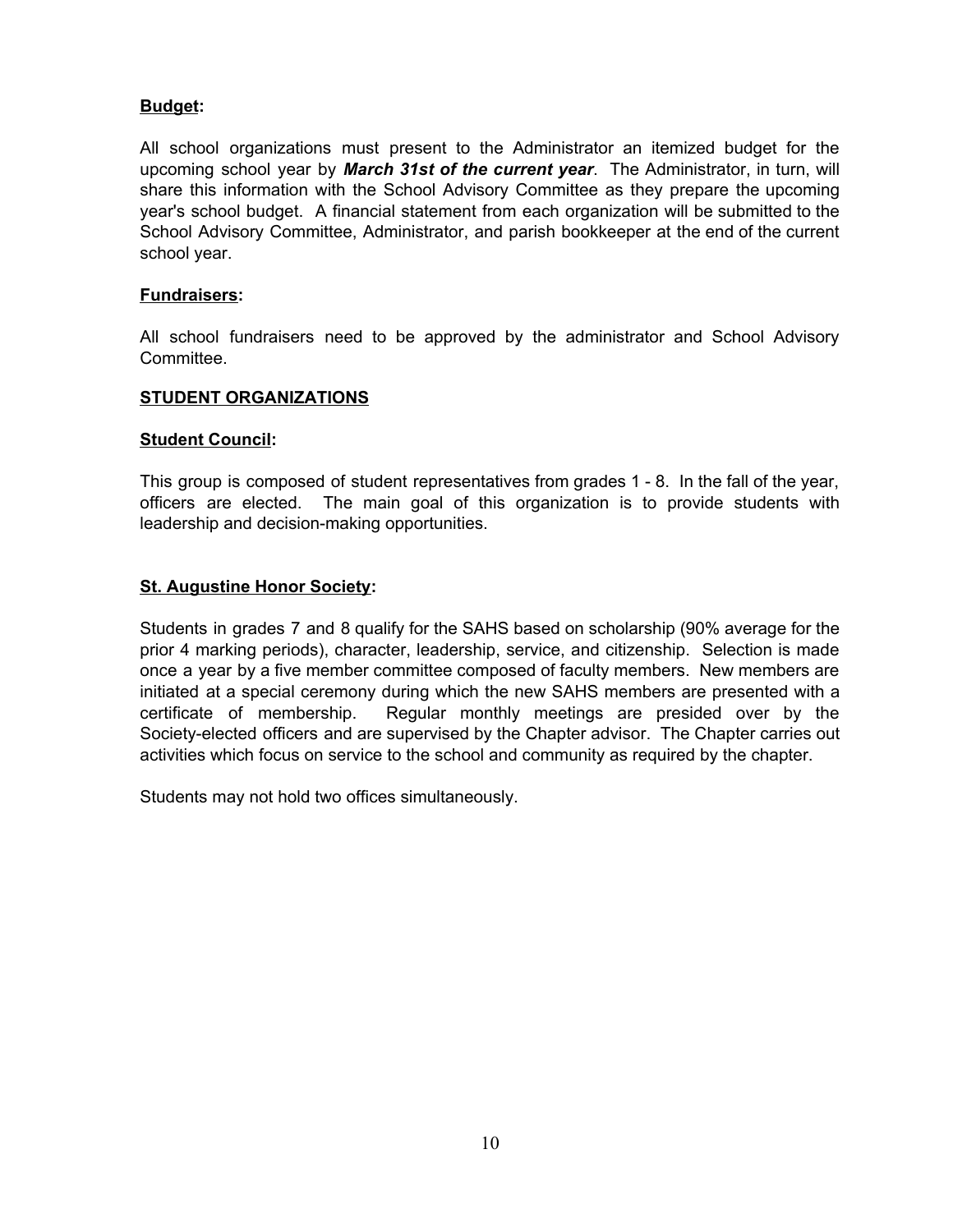**Budget:**

All school organizations must present to the Administrator an itemized budget for the upcoming school year by ***March 31st of the current year***. The Administrator, in turn, will share this information with the School Advisory Committee as they prepare the upcoming year's school budget. A financial statement from each organization will be submitted to the School Advisory Committee, Administrator, and parish bookkeeper at the end of the current school year.

**Fundraisers:**

All school fundraisers need to be approved by the administrator and School Advisory Committee.

**STUDENT ORGANIZATIONS**

**Student Council:**

This group is composed of student representatives from grades 1 - 8. In the fall of the year, officers are elected. The main goal of this organization is to provide students with leadership and decision-making opportunities.

**St. Augustine Honor Society:**

Students in grades 7 and 8 qualify for the SAHS based on scholarship (90% average for the prior 4 marking periods), character, leadership, service, and citizenship. Selection is made once a year by a five member committee composed of faculty members. New members are initiated at a special ceremony during which the new SAHS members are presented with a certificate of membership. Regular monthly meetings are presided over by the Society-elected officers and are supervised by the Chapter advisor. The Chapter carries out activities which focus on service to the school and community as required by the chapter.

Students may not hold two offices simultaneously.